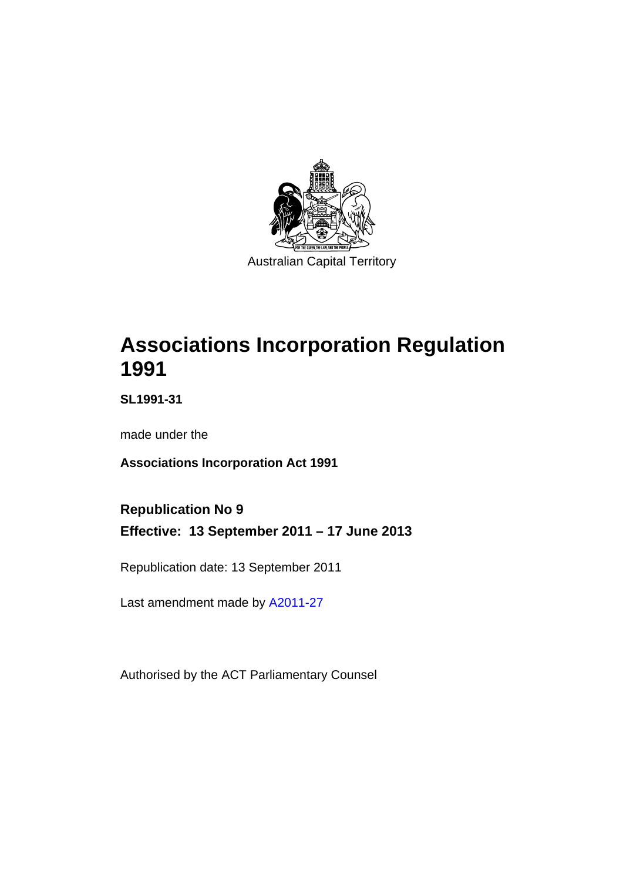Australian Capital Territory

# Associations Incorporation Regulation 1991

**SL1991-31**

made under the

**Associations Incorporation Act 1991**

**Republication No 9**

**Effective: 13 September 2011 – 17 June 2013**

Republication date: 13 September 2011

Last amendment made by A2011-27

Authorised by the ACT Parliamentary Counsel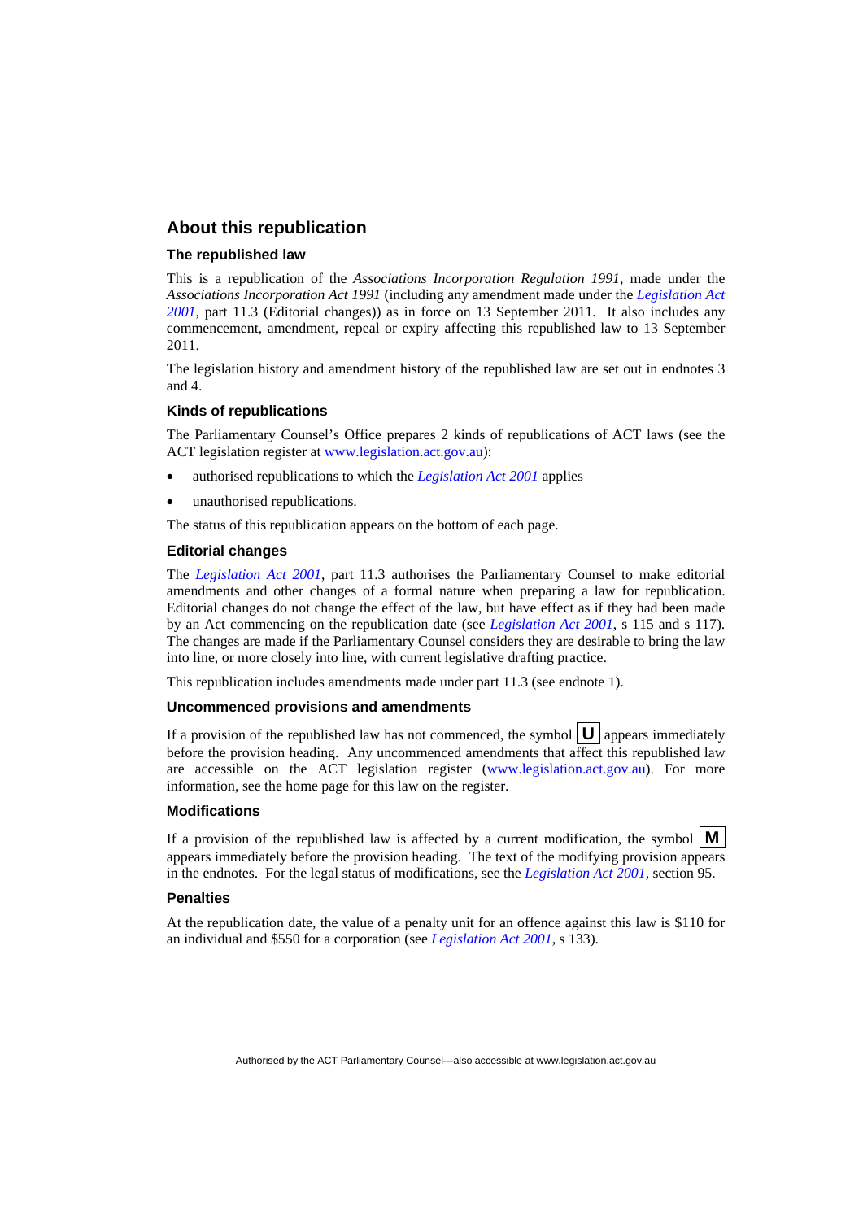## About this republication

### The republished law

This is a republication of the *Associations Incorporation Regulation 1991*, made under the *Associations Incorporation Act 1991* (including any amendment made under the *Legislation Act 2001*, part 11.3 (Editorial changes)) as in force on 13 September 2011. It also includes any commencement, amendment, repeal or expiry affecting this republished law to 13 September 2011.

The legislation history and amendment history of the republished law are set out in endnotes 3 and 4.

### Kinds of republications

The Parliamentary Counsel's Office prepares 2 kinds of republications of ACT laws (see the ACT legislation register at www.legislation.act.gov.au):

- authorised republications to which the *Legislation Act 2001* applies
- unauthorised republications.

The status of this republication appears on the bottom of each page.

### Editorial changes

The *Legislation Act 2001*, part 11.3 authorises the Parliamentary Counsel to make editorial amendments and other changes of a formal nature when preparing a law for republication. Editorial changes do not change the effect of the law, but have effect as if they had been made by an Act commencing on the republication date (see *Legislation Act 2001*, s 115 and s 117). The changes are made if the Parliamentary Counsel considers they are desirable to bring the law into line, or more closely into line, with current legislative drafting practice.

This republication includes amendments made under part 11.3 (see endnote 1).

### Uncommenced provisions and amendments

If a provision of the republished law has not commenced, the symbol **U** appears immediately before the provision heading. Any uncommenced amendments that affect this republished law are accessible on the ACT legislation register (www.legislation.act.gov.au). For more information, see the home page for this law on the register.

### Modifications

If a provision of the republished law is affected by a current modification, the symbol **M** appears immediately before the provision heading. The text of the modifying provision appears in the endnotes. For the legal status of modifications, see the *Legislation Act 2001*, section 95.

### Penalties

At the republication date, the value of a penalty unit for an offence against this law is $110 for an individual and $550 for a corporation (see *Legislation Act 2001*, s 133).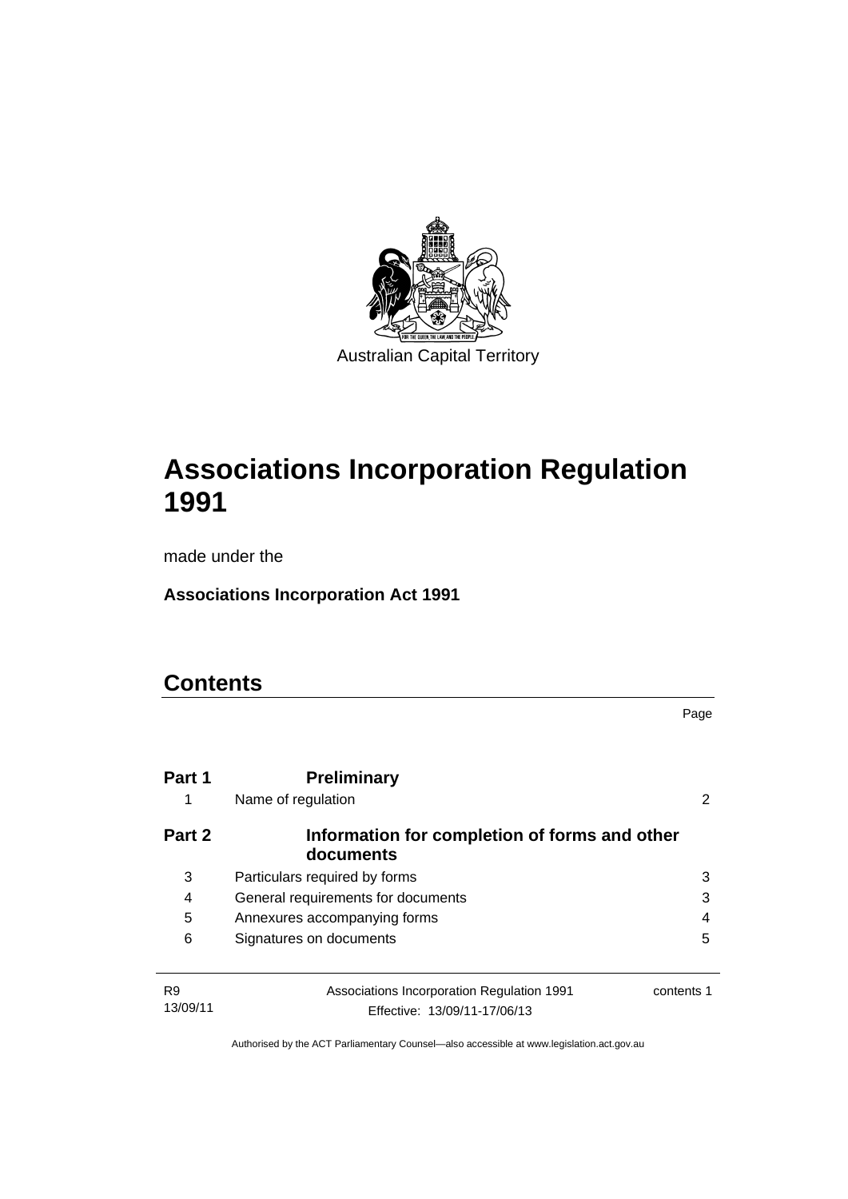Australian Capital Territory

# Associations Incorporation Regulation 1991

made under the

**Associations Incorporation Act 1991**

## Contents

| | | Page |
|---|---|---|
| **Part 1** | **Preliminary** | |
| 1 | Name of regulation | 2 |
| **Part 2** | **Information for completion of forms and other documents** | |
| 3 | Particulars required by forms | 3 |
| 4 | General requirements for documents | 3 |
| 5 | Annexures accompanying forms | 4 |
| 6 | Signatures on documents | 5 |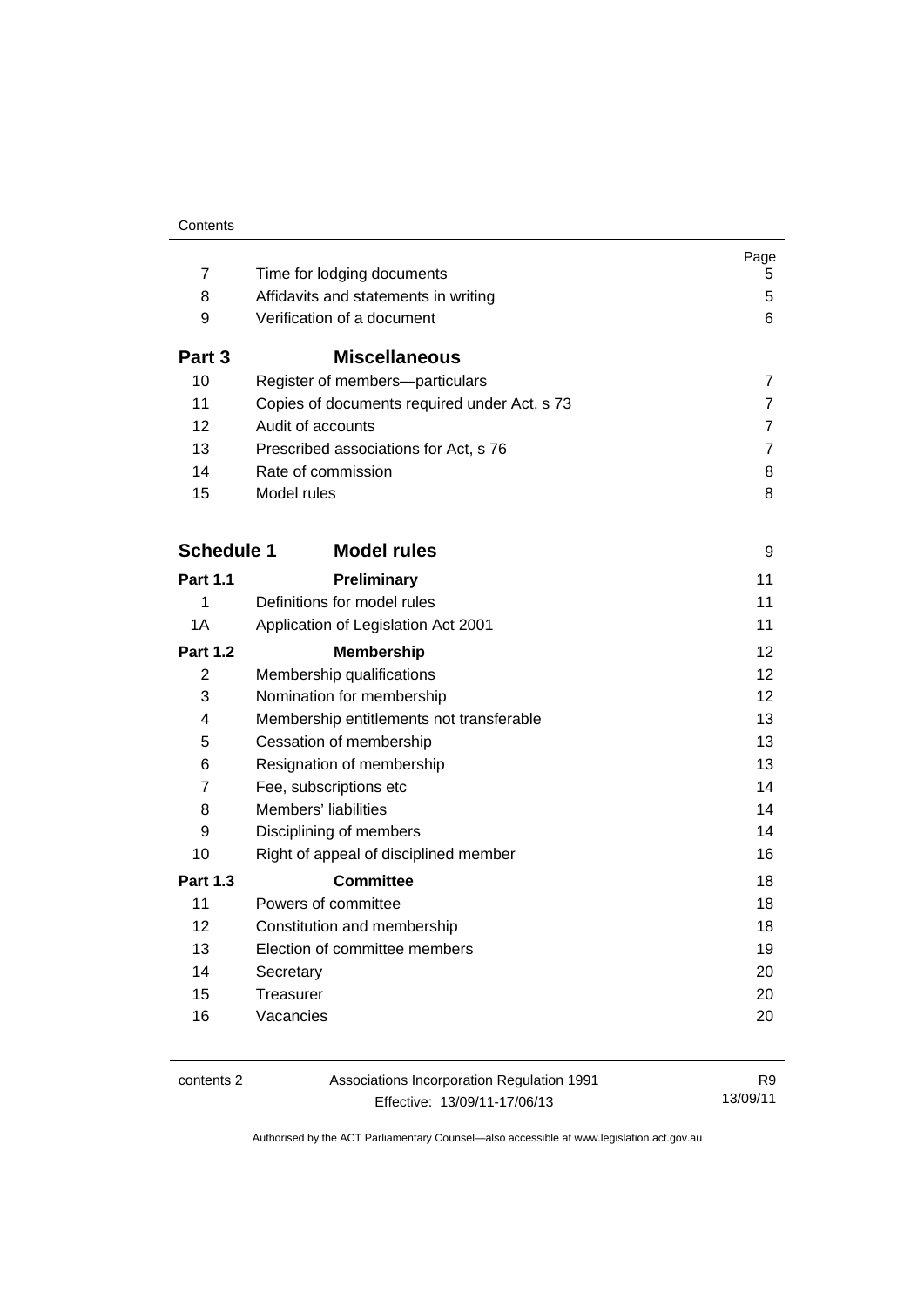| | | Page |
|---|---|---|
| 7 | Time for lodging documents | 5 |
| 8 | Affidavits and statements in writing | 5 |
| 9 | Verification of a document | 6 |
| **Part 3** | **Miscellaneous** | |
| 10 | Register of members—particulars | 7 |
| 11 | Copies of documents required under Act, s 73 | 7 |
| 12 | Audit of accounts | 7 |
| 13 | Prescribed associations for Act, s 76 | 7 |
| 14 | Rate of commission | 8 |
| 15 | Model rules | 8 |
| **Schedule 1** | **Model rules** | 9 |
| **Part 1.1** | **Preliminary** | 11 |
| 1 | Definitions for model rules | 11 |
| 1A | Application of Legislation Act 2001 | 11 |
| **Part 1.2** | **Membership** | 12 |
| 2 | Membership qualifications | 12 |
| 3 | Nomination for membership | 12 |
| 4 | Membership entitlements not transferable | 13 |
| 5 | Cessation of membership | 13 |
| 6 | Resignation of membership | 13 |
| 7 | Fee, subscriptions etc | 14 |
| 8 | Members' liabilities | 14 |
| 9 | Disciplining of members | 14 |
| 10 | Right of appeal of disciplined member | 16 |
| **Part 1.3** | **Committee** | 18 |
| 11 | Powers of committee | 18 |
| 12 | Constitution and membership | 18 |
| 13 | Election of committee members | 19 |
| 14 | Secretary | 20 |
| 15 | Treasurer | 20 |
| 16 | Vacancies | 20 |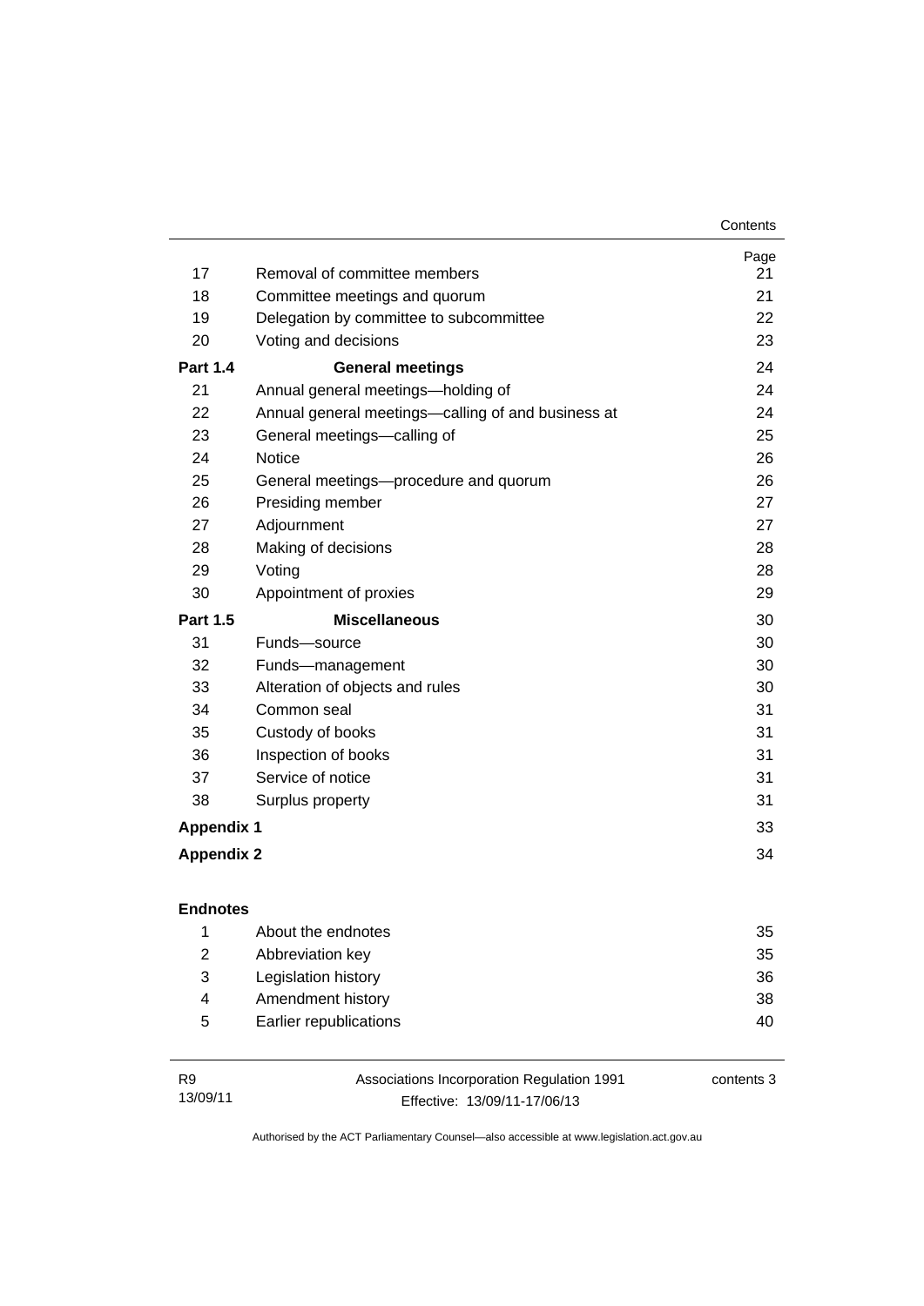| | | Page |
|---|---|---|
| 17 | Removal of committee members | 21 |
| 18 | Committee meetings and quorum | 21 |
| 19 | Delegation by committee to subcommittee | 22 |
| 20 | Voting and decisions | 23 |
| **Part 1.4** | **General meetings** | 24 |
| 21 | Annual general meetings—holding of | 24 |
| 22 | Annual general meetings—calling of and business at | 24 |
| 23 | General meetings—calling of | 25 |
| 24 | Notice | 26 |
| 25 | General meetings—procedure and quorum | 26 |
| 26 | Presiding member | 27 |
| 27 | Adjournment | 27 |
| 28 | Making of decisions | 28 |
| 29 | Voting | 28 |
| 30 | Appointment of proxies | 29 |
| **Part 1.5** | **Miscellaneous** | 30 |
| 31 | Funds—source | 30 |
| 32 | Funds—management | 30 |
| 33 | Alteration of objects and rules | 30 |
| 34 | Common seal | 31 |
| 35 | Custody of books | 31 |
| 36 | Inspection of books | 31 |
| 37 | Service of notice | 31 |
| 38 | Surplus property | 31 |
| **Appendix 1** | | 33 |
| **Appendix 2** | | 34 |

**Endnotes**

| | | |
|---|---|---|
| 1 | About the endnotes | 35 |
| 2 | Abbreviation key | 35 |
| 3 | Legislation history | 36 |
| 4 | Amendment history | 38 |
| 5 | Earlier republications | 40 |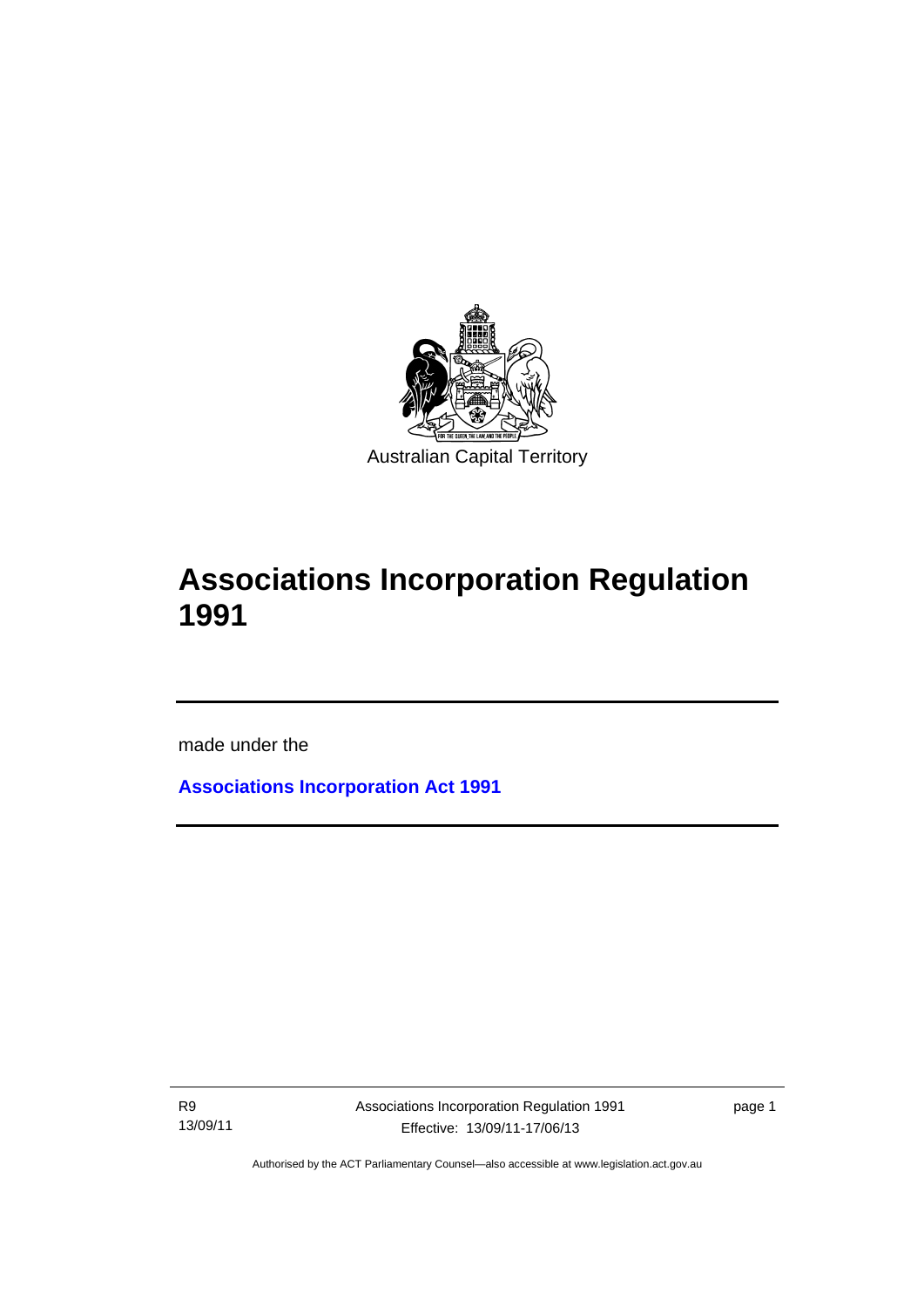Australian Capital Territory

# Associations Incorporation Regulation 1991

made under the

**Associations Incorporation Act 1991**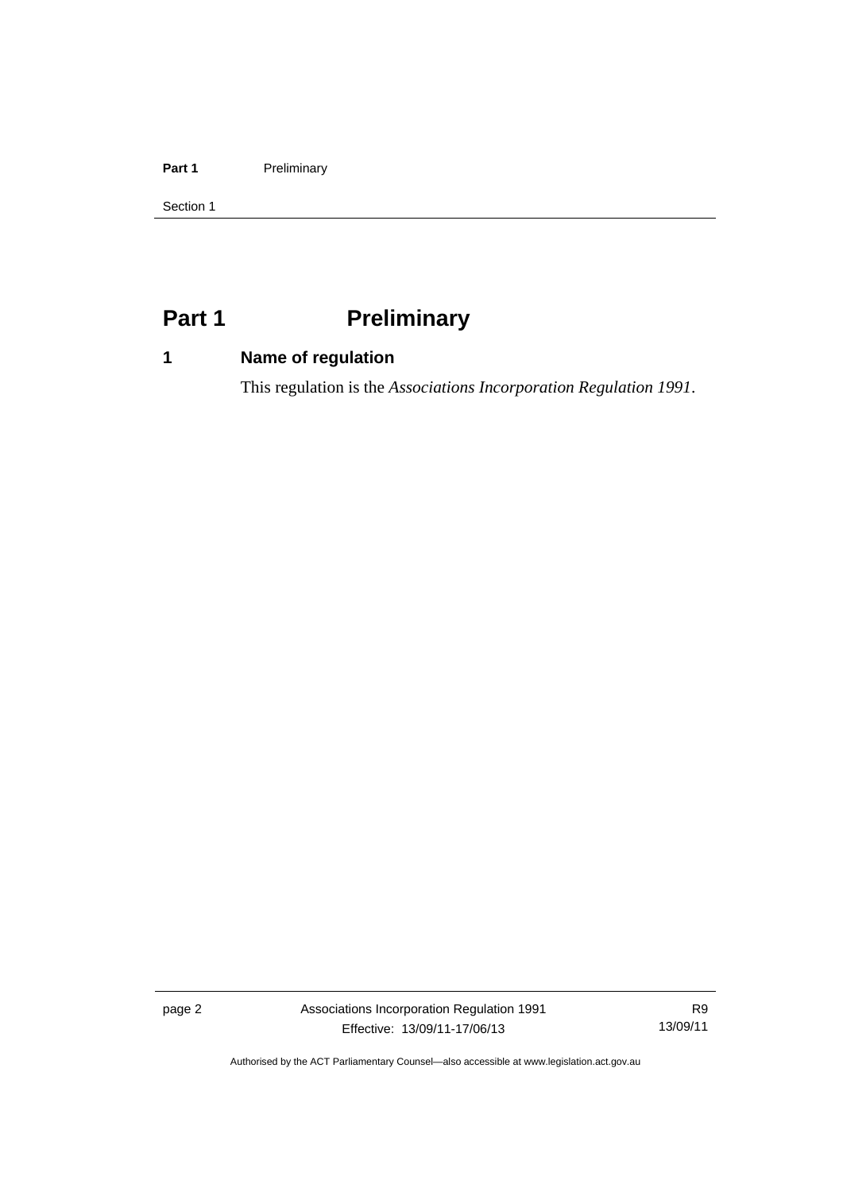# Part 1 Preliminary

## 1 Name of regulation

This regulation is the *Associations Incorporation Regulation 1991*.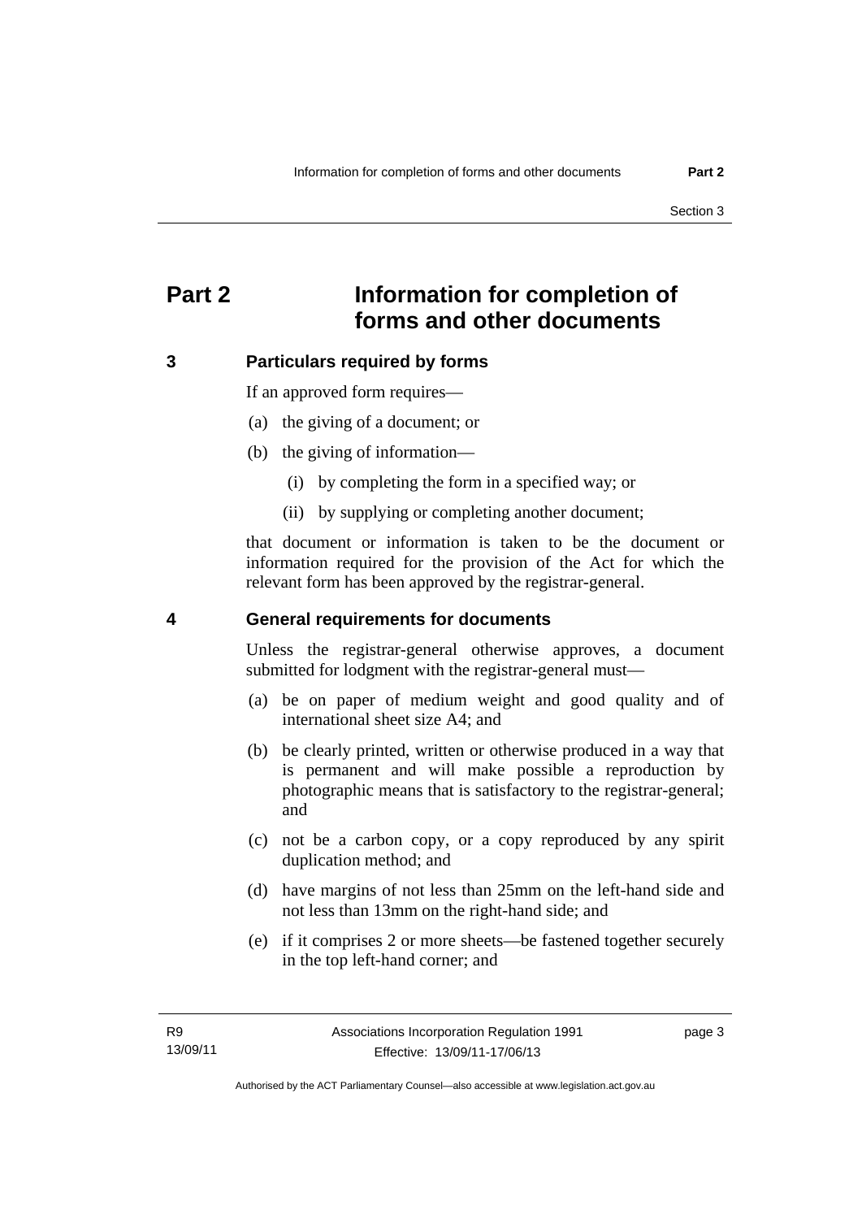# Part 2 Information for completion of forms and other documents

## 3 Particulars required by forms

If an approved form requires—

(a) the giving of a document; or

(b) the giving of information—

(i) by completing the form in a specified way; or

(ii) by supplying or completing another document;

that document or information is taken to be the document or information required for the provision of the Act for which the relevant form has been approved by the registrar-general.

## 4 General requirements for documents

Unless the registrar-general otherwise approves, a document submitted for lodgment with the registrar-general must—

(a) be on paper of medium weight and good quality and of international sheet size A4; and

(b) be clearly printed, written or otherwise produced in a way that is permanent and will make possible a reproduction by photographic means that is satisfactory to the registrar-general; and

(c) not be a carbon copy, or a copy reproduced by any spirit duplication method; and

(d) have margins of not less than 25mm on the left-hand side and not less than 13mm on the right-hand side; and

(e) if it comprises 2 or more sheets—be fastened together securely in the top left-hand corner; and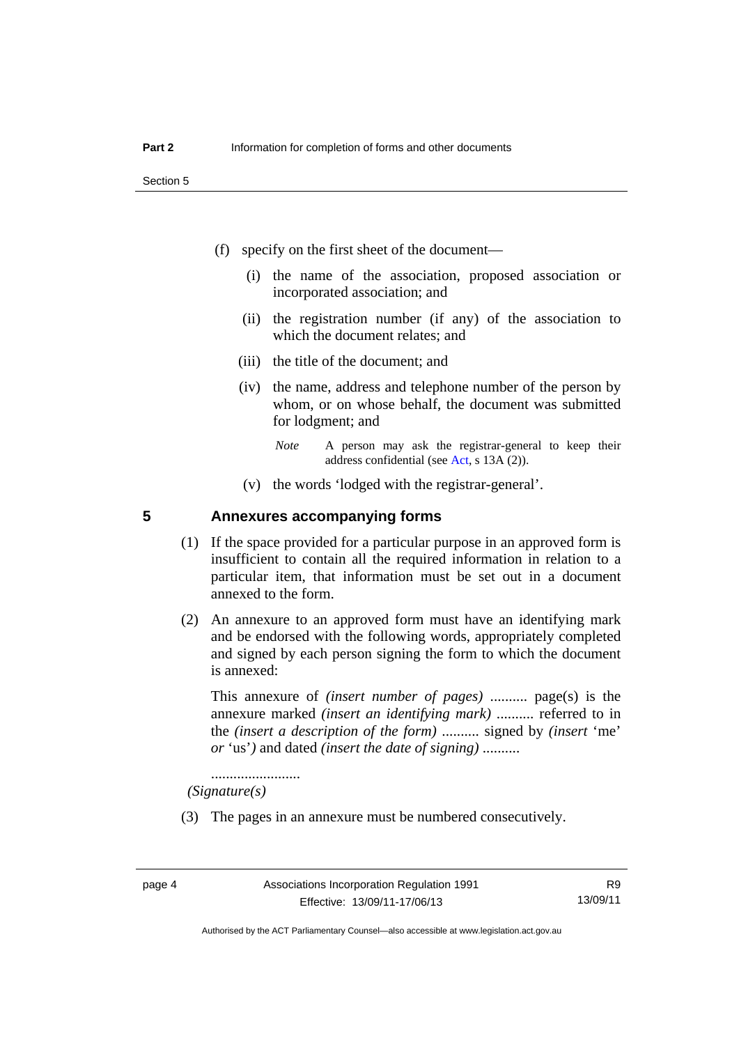(f) specify on the first sheet of the document—

(i) the name of the association, proposed association or incorporated association; and

(ii) the registration number (if any) of the association to which the document relates; and

(iii) the title of the document; and

(iv) the name, address and telephone number of the person by whom, or on whose behalf, the document was submitted for lodgment; and

*Note* A person may ask the registrar-general to keep their address confidential (see Act, s 13A (2)).

(v) the words 'lodged with the registrar-general'.

## 5 Annexures accompanying forms

(1) If the space provided for a particular purpose in an approved form is insufficient to contain all the required information in relation to a particular item, that information must be set out in a document annexed to the form.

(2) An annexure to an approved form must have an identifying mark and be endorsed with the following words, appropriately completed and signed by each person signing the form to which the document is annexed:

This annexure of *(insert number of pages)* .......... page(s) is the annexure marked *(insert an identifying mark)* .......... referred to in the *(insert a description of the form)* .......... signed by *(insert* 'me' *or* 'us'*)* and dated *(insert the date of signing)* ..........

........................
*(Signature(s)*

(3) The pages in an annexure must be numbered consecutively.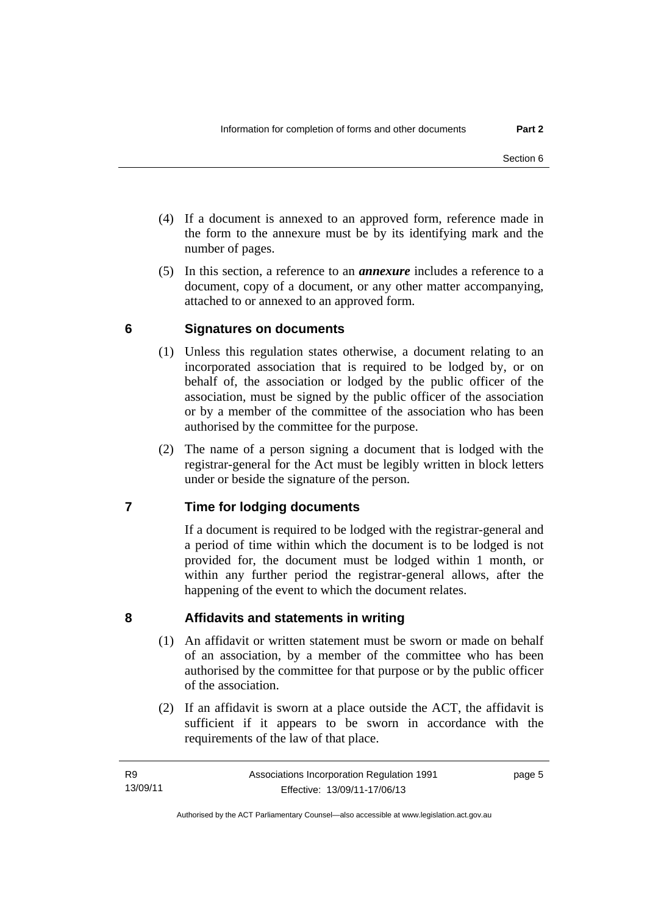(4) If a document is annexed to an approved form, reference made in the form to the annexure must be by its identifying mark and the number of pages.

(5) In this section, a reference to an ***annexure*** includes a reference to a document, copy of a document, or any other matter accompanying, attached to or annexed to an approved form.

## 6 Signatures on documents

(1) Unless this regulation states otherwise, a document relating to an incorporated association that is required to be lodged by, or on behalf of, the association or lodged by the public officer of the association, must be signed by the public officer of the association or by a member of the committee of the association who has been authorised by the committee for the purpose.

(2) The name of a person signing a document that is lodged with the registrar-general for the Act must be legibly written in block letters under or beside the signature of the person.

## 7 Time for lodging documents

If a document is required to be lodged with the registrar-general and a period of time within which the document is to be lodged is not provided for, the document must be lodged within 1 month, or within any further period the registrar-general allows, after the happening of the event to which the document relates.

## 8 Affidavits and statements in writing

(1) An affidavit or written statement must be sworn or made on behalf of an association, by a member of the committee who has been authorised by the committee for that purpose or by the public officer of the association.

(2) If an affidavit is sworn at a place outside the ACT, the affidavit is sufficient if it appears to be sworn in accordance with the requirements of the law of that place.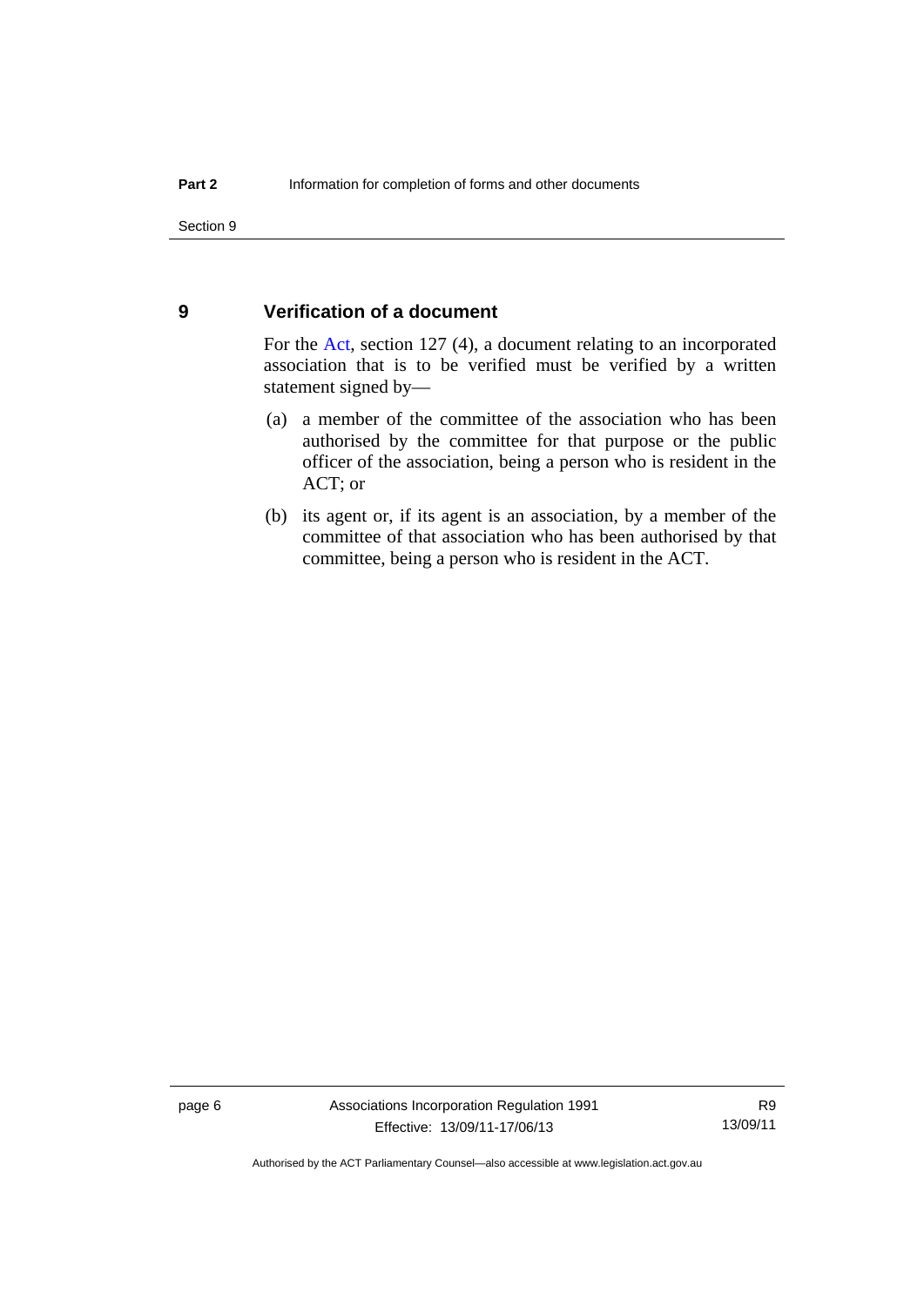## 9 Verification of a document

For the Act, section 127 (4), a document relating to an incorporated association that is to be verified must be verified by a written statement signed by—

(a) a member of the committee of the association who has been authorised by the committee for that purpose or the public officer of the association, being a person who is resident in the ACT; or

(b) its agent or, if its agent is an association, by a member of the committee of that association who has been authorised by that committee, being a person who is resident in the ACT.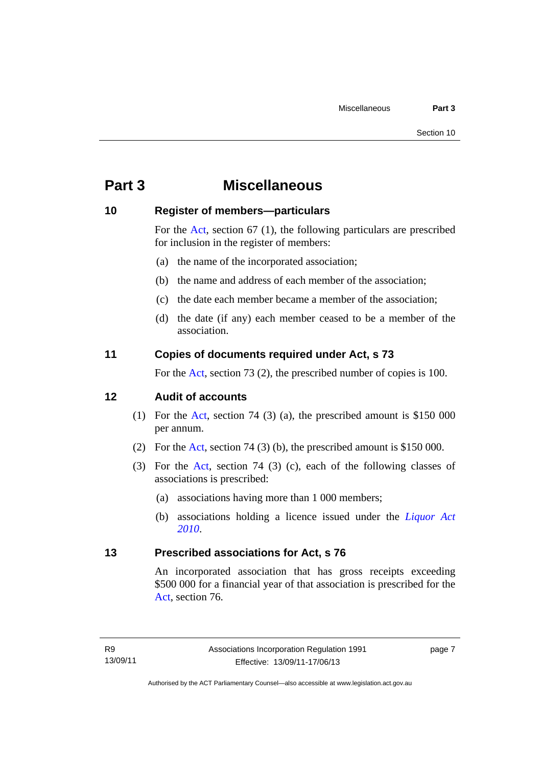# Part 3 Miscellaneous

## 10 Register of members—particulars

For the Act, section 67 (1), the following particulars are prescribed for inclusion in the register of members:

(a) the name of the incorporated association;

(b) the name and address of each member of the association;

(c) the date each member became a member of the association;

(d) the date (if any) each member ceased to be a member of the association.

## 11 Copies of documents required under Act, s 73

For the Act, section 73 (2), the prescribed number of copies is 100.

## 12 Audit of accounts

(1) For the Act, section 74 (3) (a), the prescribed amount is $150 000 per annum.

(2) For the Act, section 74 (3) (b), the prescribed amount is $150 000.

(3) For the Act, section 74 (3) (c), each of the following classes of associations is prescribed:

(a) associations having more than 1 000 members;

(b) associations holding a licence issued under the *Liquor Act 2010*.

## 13 Prescribed associations for Act, s 76

An incorporated association that has gross receipts exceeding $500 000 for a financial year of that association is prescribed for the Act, section 76.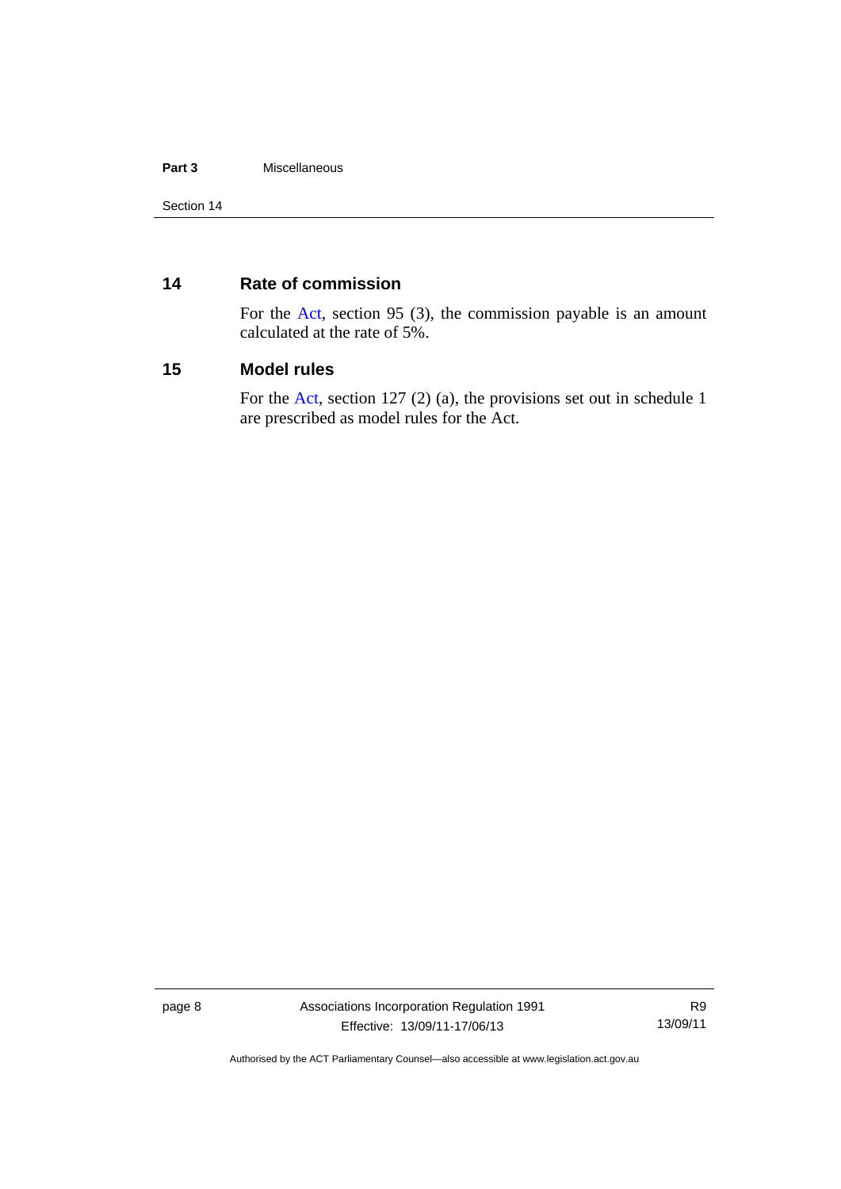## 14 Rate of commission

For the Act, section 95 (3), the commission payable is an amount calculated at the rate of 5%.

## 15 Model rules

For the Act, section 127 (2) (a), the provisions set out in schedule 1 are prescribed as model rules for the Act.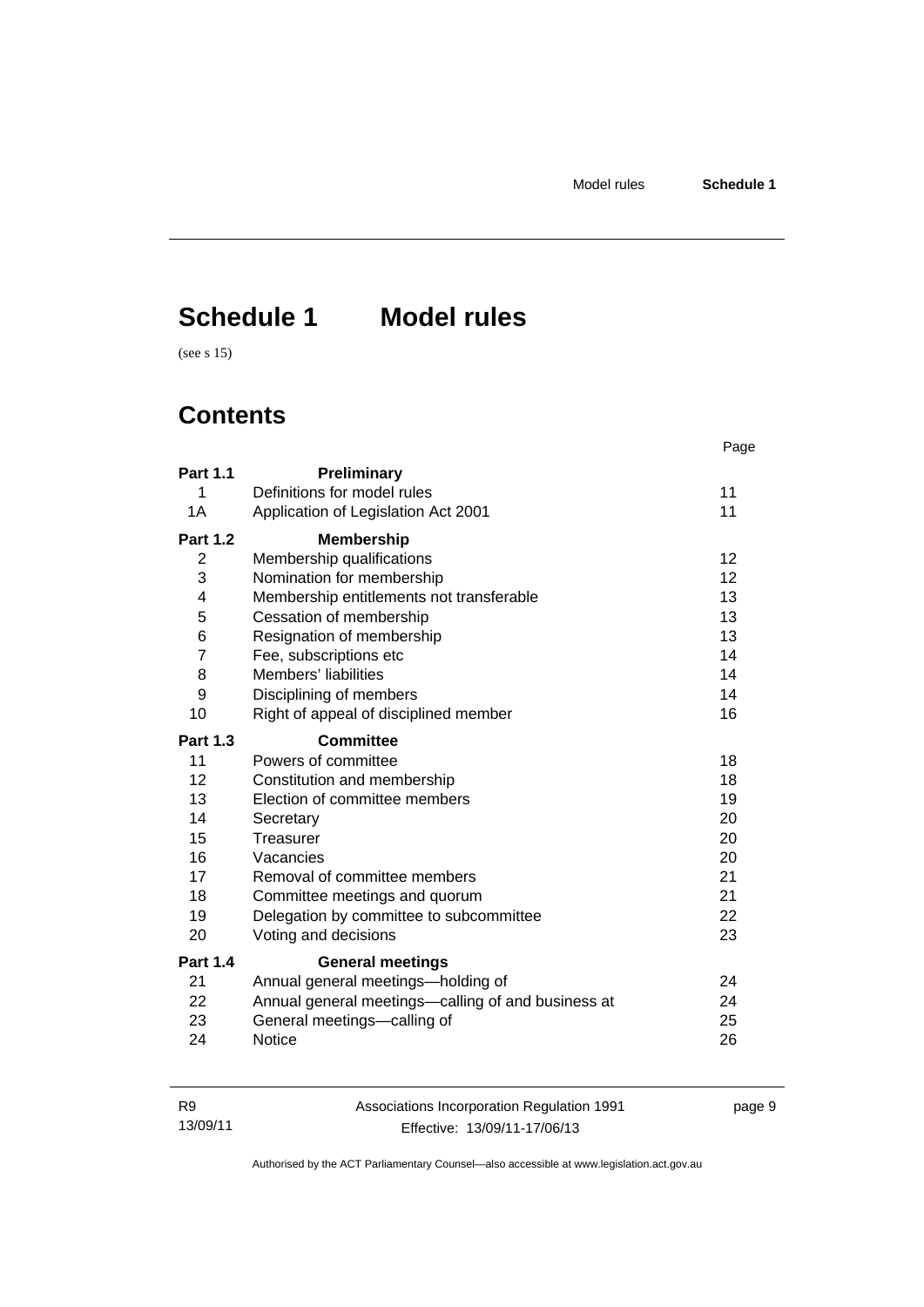# Schedule 1 Model rules

(see s 15)

## Contents

| | | Page |
|---|---|---|
| **Part 1.1** | **Preliminary** | |
| 1 | Definitions for model rules | 11 |
| 1A | Application of Legislation Act 2001 | 11 |
| **Part 1.2** | **Membership** | |
| 2 | Membership qualifications | 12 |
| 3 | Nomination for membership | 12 |
| 4 | Membership entitlements not transferable | 13 |
| 5 | Cessation of membership | 13 |
| 6 | Resignation of membership | 13 |
| 7 | Fee, subscriptions etc | 14 |
| 8 | Members' liabilities | 14 |
| 9 | Disciplining of members | 14 |
| 10 | Right of appeal of disciplined member | 16 |
| **Part 1.3** | **Committee** | |
| 11 | Powers of committee | 18 |
| 12 | Constitution and membership | 18 |
| 13 | Election of committee members | 19 |
| 14 | Secretary | 20 |
| 15 | Treasurer | 20 |
| 16 | Vacancies | 20 |
| 17 | Removal of committee members | 21 |
| 18 | Committee meetings and quorum | 21 |
| 19 | Delegation by committee to subcommittee | 22 |
| 20 | Voting and decisions | 23 |
| **Part 1.4** | **General meetings** | |
| 21 | Annual general meetings—holding of | 24 |
| 22 | Annual general meetings—calling of and business at | 24 |
| 23 | General meetings—calling of | 25 |
| 24 | Notice | 26 |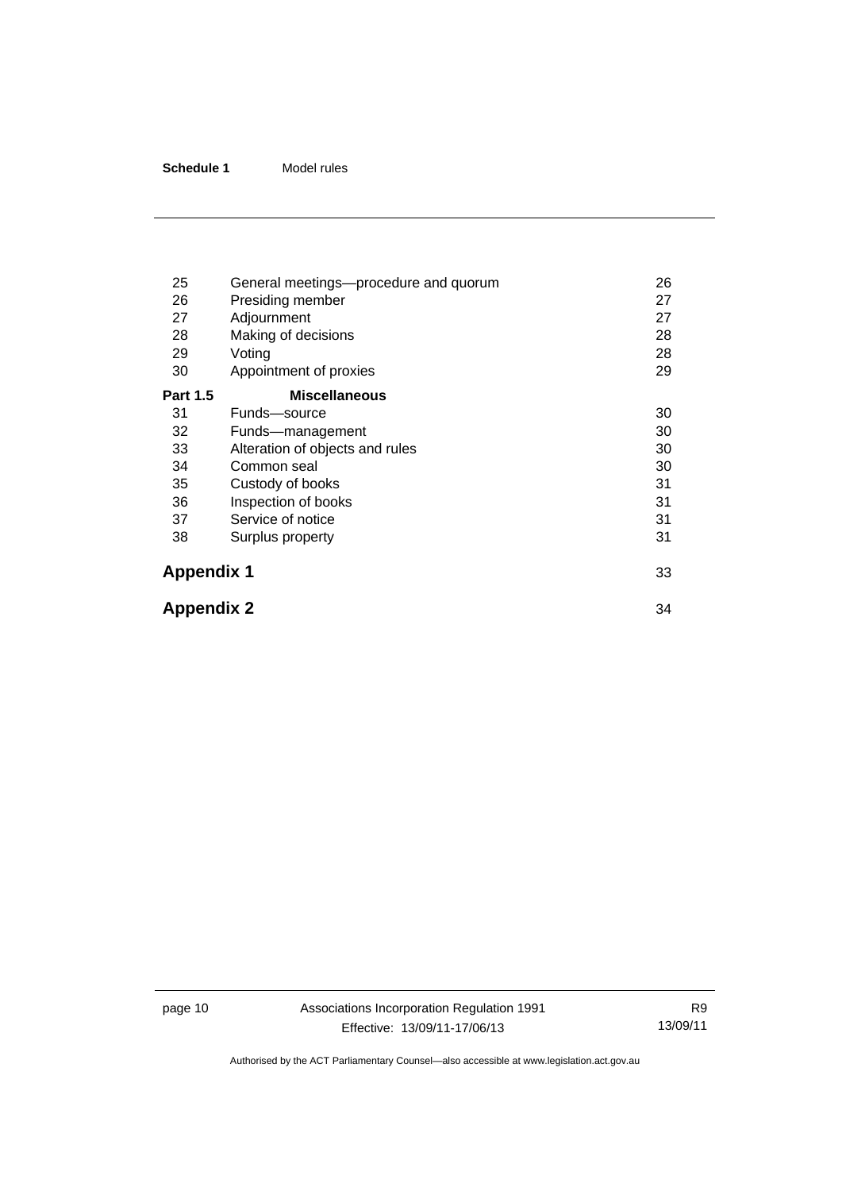| | | |
|---|---|---|
| 25 | General meetings—procedure and quorum | 26 |
| 26 | Presiding member | 27 |
| 27 | Adjournment | 27 |
| 28 | Making of decisions | 28 |
| 29 | Voting | 28 |
| 30 | Appointment of proxies | 29 |
| **Part 1.5** | **Miscellaneous** | |
| 31 | Funds—source | 30 |
| 32 | Funds—management | 30 |
| 33 | Alteration of objects and rules | 30 |
| 34 | Common seal | 30 |
| 35 | Custody of books | 31 |
| 36 | Inspection of books | 31 |
| 37 | Service of notice | 31 |
| 38 | Surplus property | 31 |

**Appendix 1** 33

**Appendix 2** 34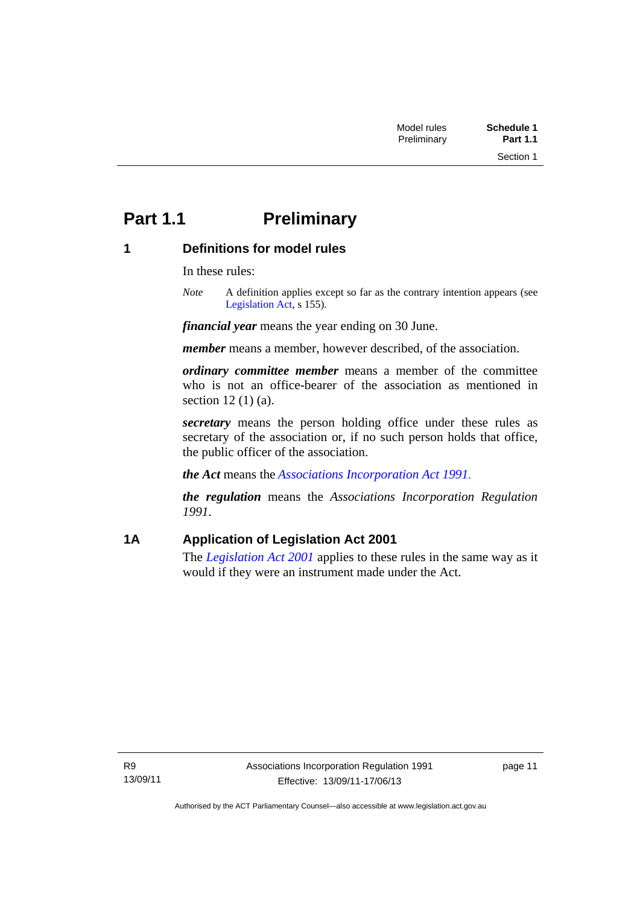# Part 1.1 Preliminary

## 1 Definitions for model rules

In these rules:

*Note* A definition applies except so far as the contrary intention appears (see Legislation Act, s 155).

***financial year*** means the year ending on 30 June.

***member*** means a member, however described, of the association.

***ordinary committee member*** means a member of the committee who is not an office-bearer of the association as mentioned in section 12 (1) (a).

***secretary*** means the person holding office under these rules as secretary of the association or, if no such person holds that office, the public officer of the association.

***the Act*** means the *Associations Incorporation Act 1991*.

***the regulation*** means the *Associations Incorporation Regulation 1991*.

## 1A Application of Legislation Act 2001

The *Legislation Act 2001* applies to these rules in the same way as it would if they were an instrument made under the Act.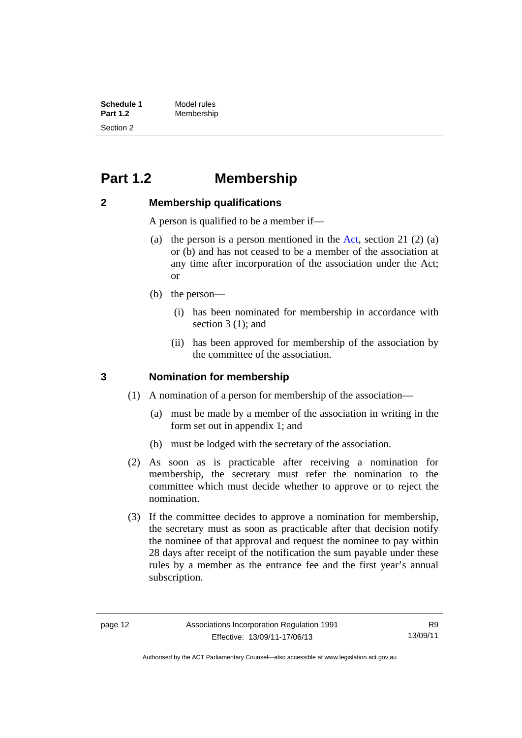# Part 1.2 Membership

## 2 Membership qualifications

A person is qualified to be a member if—

(a) the person is a person mentioned in the Act, section 21 (2) (a) or (b) and has not ceased to be a member of the association at any time after incorporation of the association under the Act; or

(b) the person—

(i) has been nominated for membership in accordance with section 3 (1); and

(ii) has been approved for membership of the association by the committee of the association.

## 3 Nomination for membership

(1) A nomination of a person for membership of the association—

(a) must be made by a member of the association in writing in the form set out in appendix 1; and

(b) must be lodged with the secretary of the association.

(2) As soon as is practicable after receiving a nomination for membership, the secretary must refer the nomination to the committee which must decide whether to approve or to reject the nomination.

(3) If the committee decides to approve a nomination for membership, the secretary must as soon as practicable after that decision notify the nominee of that approval and request the nominee to pay within 28 days after receipt of the notification the sum payable under these rules by a member as the entrance fee and the first year's annual subscription.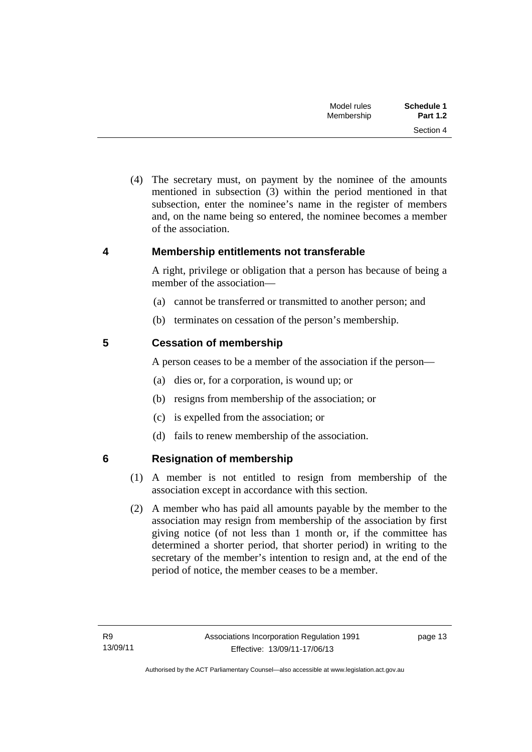(4) The secretary must, on payment by the nominee of the amounts mentioned in subsection (3) within the period mentioned in that subsection, enter the nominee's name in the register of members and, on the name being so entered, the nominee becomes a member of the association.

### 4 Membership entitlements not transferable

A right, privilege or obligation that a person has because of being a member of the association—

(a) cannot be transferred or transmitted to another person; and

(b) terminates on cessation of the person's membership.

### 5 Cessation of membership

A person ceases to be a member of the association if the person—

(a) dies or, for a corporation, is wound up; or

(b) resigns from membership of the association; or

(c) is expelled from the association; or

(d) fails to renew membership of the association.

### 6 Resignation of membership

(1) A member is not entitled to resign from membership of the association except in accordance with this section.

(2) A member who has paid all amounts payable by the member to the association may resign from membership of the association by first giving notice (of not less than 1 month or, if the committee has determined a shorter period, that shorter period) in writing to the secretary of the member's intention to resign and, at the end of the period of notice, the member ceases to be a member.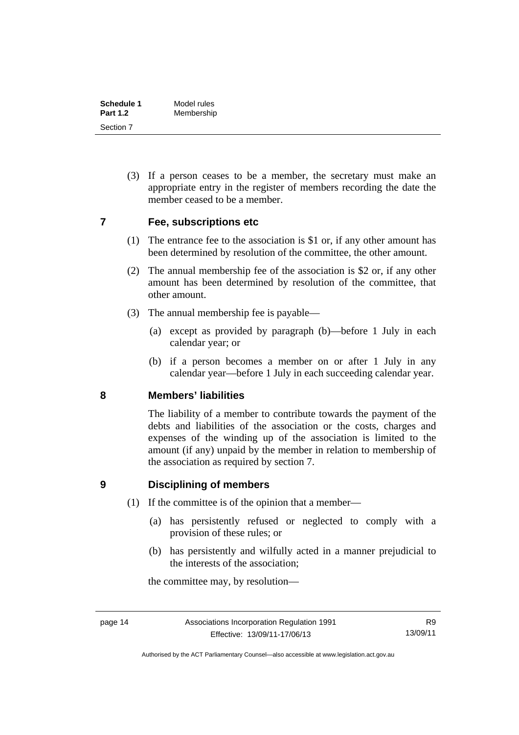(3) If a person ceases to be a member, the secretary must make an appropriate entry in the register of members recording the date the member ceased to be a member.

## 7 Fee, subscriptions etc

(1) The entrance fee to the association is $1 or, if any other amount has been determined by resolution of the committee, the other amount.

(2) The annual membership fee of the association is $2 or, if any other amount has been determined by resolution of the committee, that other amount.

(3) The annual membership fee is payable—

(a) except as provided by paragraph (b)—before 1 July in each calendar year; or

(b) if a person becomes a member on or after 1 July in any calendar year—before 1 July in each succeeding calendar year.

## 8 Members' liabilities

The liability of a member to contribute towards the payment of the debts and liabilities of the association or the costs, charges and expenses of the winding up of the association is limited to the amount (if any) unpaid by the member in relation to membership of the association as required by section 7.

## 9 Disciplining of members

(1) If the committee is of the opinion that a member—

(a) has persistently refused or neglected to comply with a provision of these rules; or

(b) has persistently and wilfully acted in a manner prejudicial to the interests of the association;

the committee may, by resolution—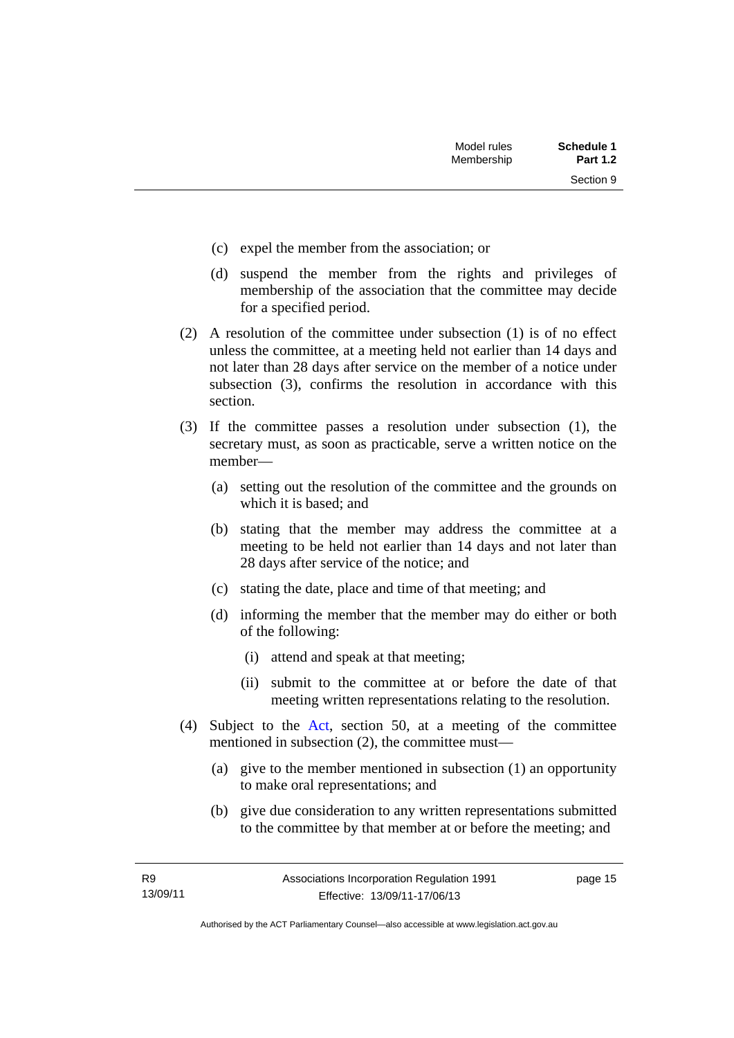(c) expel the member from the association; or

(d) suspend the member from the rights and privileges of membership of the association that the committee may decide for a specified period.

(2) A resolution of the committee under subsection (1) is of no effect unless the committee, at a meeting held not earlier than 14 days and not later than 28 days after service on the member of a notice under subsection (3), confirms the resolution in accordance with this section.

(3) If the committee passes a resolution under subsection (1), the secretary must, as soon as practicable, serve a written notice on the member—

(a) setting out the resolution of the committee and the grounds on which it is based; and

(b) stating that the member may address the committee at a meeting to be held not earlier than 14 days and not later than 28 days after service of the notice; and

(c) stating the date, place and time of that meeting; and

(d) informing the member that the member may do either or both of the following:

(i) attend and speak at that meeting;

(ii) submit to the committee at or before the date of that meeting written representations relating to the resolution.

(4) Subject to the Act, section 50, at a meeting of the committee mentioned in subsection (2), the committee must—

(a) give to the member mentioned in subsection (1) an opportunity to make oral representations; and

(b) give due consideration to any written representations submitted to the committee by that member at or before the meeting; and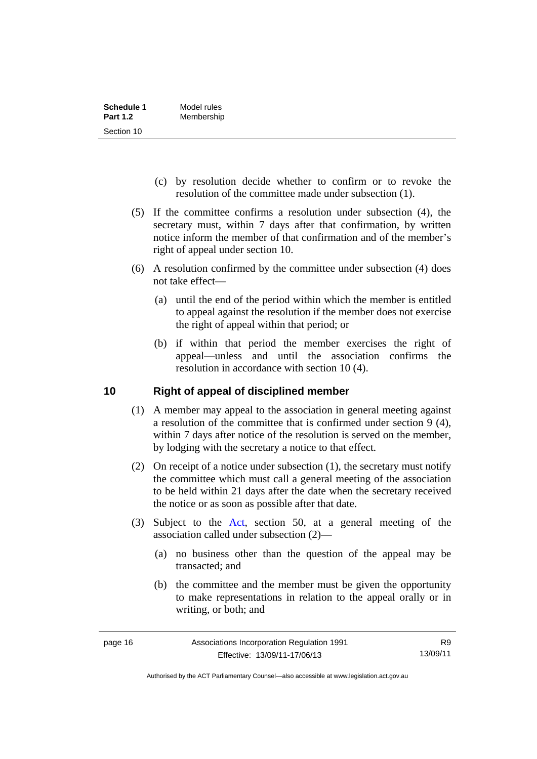(c) by resolution decide whether to confirm or to revoke the resolution of the committee made under subsection (1).

(5) If the committee confirms a resolution under subsection (4), the secretary must, within 7 days after that confirmation, by written notice inform the member of that confirmation and of the member's right of appeal under section 10.

(6) A resolution confirmed by the committee under subsection (4) does not take effect—

(a) until the end of the period within which the member is entitled to appeal against the resolution if the member does not exercise the right of appeal within that period; or

(b) if within that period the member exercises the right of appeal—unless and until the association confirms the resolution in accordance with section 10 (4).

## 10 Right of appeal of disciplined member

(1) A member may appeal to the association in general meeting against a resolution of the committee that is confirmed under section 9 (4), within 7 days after notice of the resolution is served on the member, by lodging with the secretary a notice to that effect.

(2) On receipt of a notice under subsection (1), the secretary must notify the committee which must call a general meeting of the association to be held within 21 days after the date when the secretary received the notice or as soon as possible after that date.

(3) Subject to the Act, section 50, at a general meeting of the association called under subsection (2)—

(a) no business other than the question of the appeal may be transacted; and

(b) the committee and the member must be given the opportunity to make representations in relation to the appeal orally or in writing, or both; and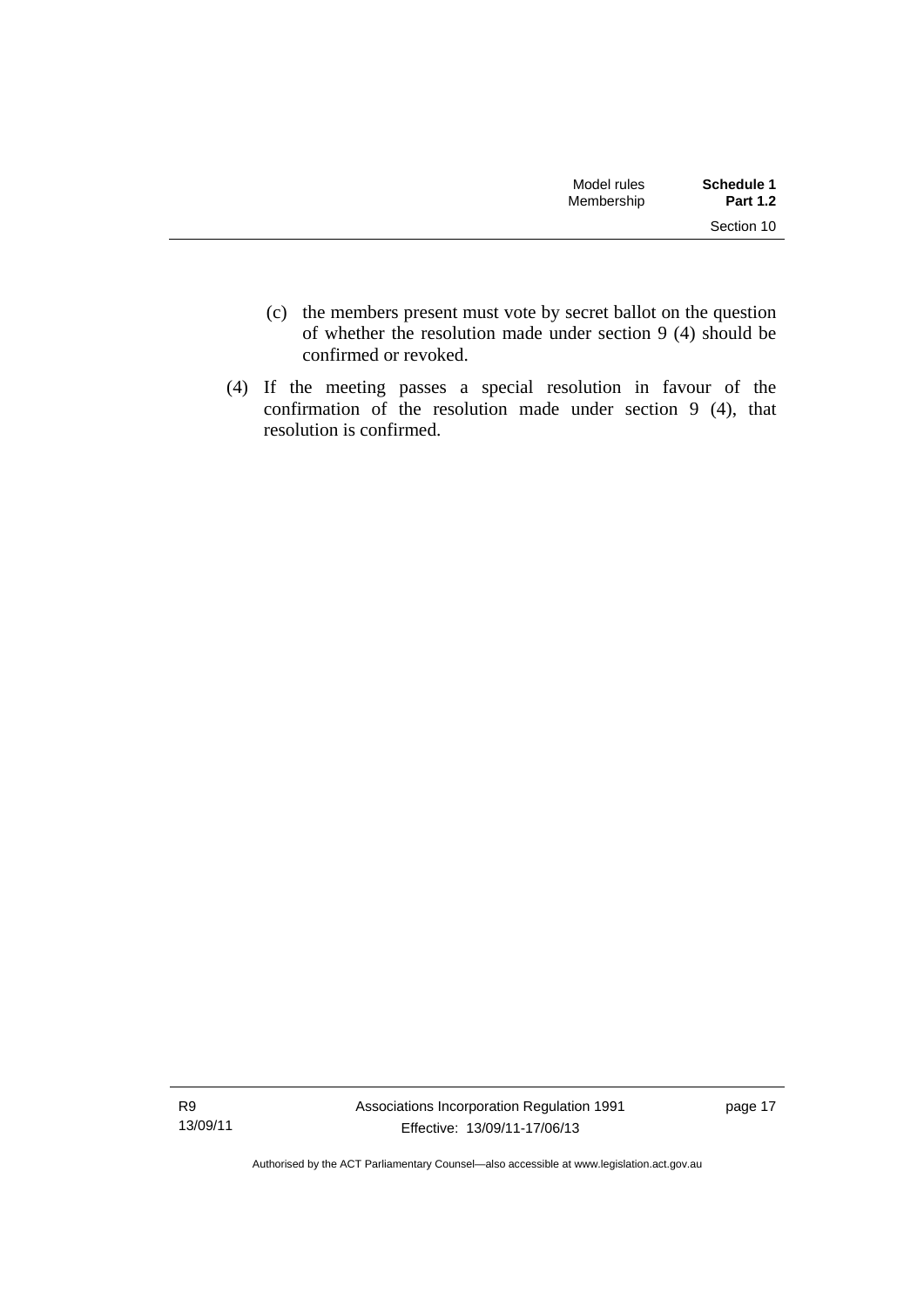(c) the members present must vote by secret ballot on the question of whether the resolution made under section 9 (4) should be confirmed or revoked.

(4) If the meeting passes a special resolution in favour of the confirmation of the resolution made under section 9 (4), that resolution is confirmed.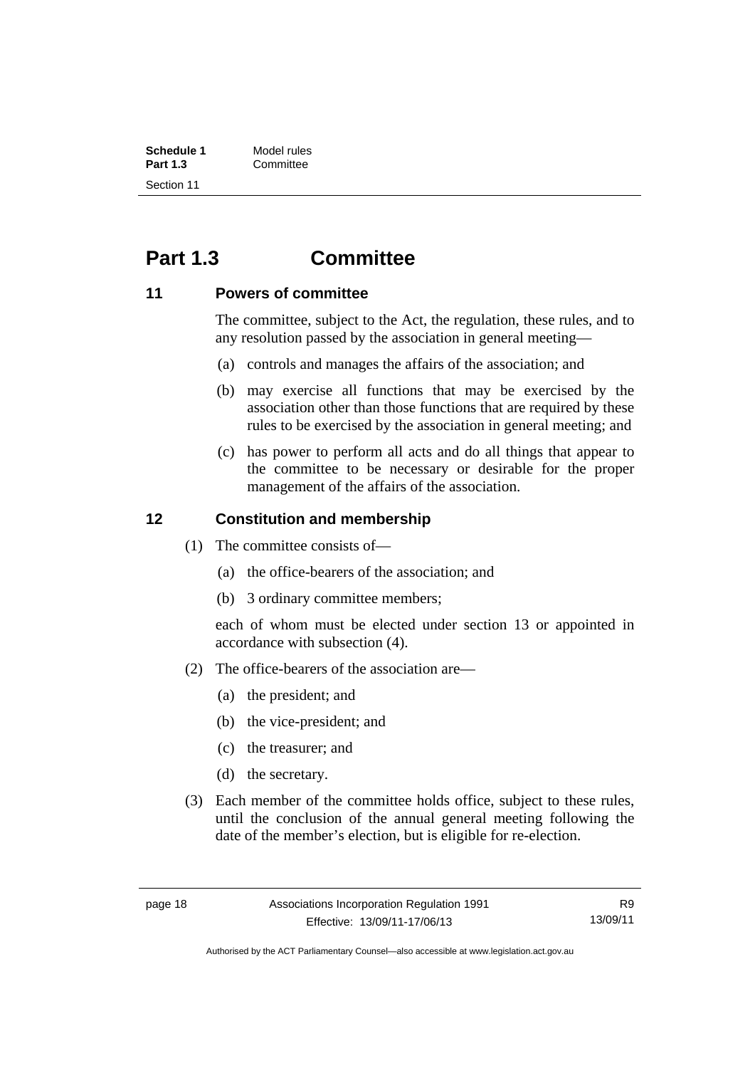# Part 1.3 Committee

## 11 Powers of committee

The committee, subject to the Act, the regulation, these rules, and to any resolution passed by the association in general meeting—

(a) controls and manages the affairs of the association; and

(b) may exercise all functions that may be exercised by the association other than those functions that are required by these rules to be exercised by the association in general meeting; and

(c) has power to perform all acts and do all things that appear to the committee to be necessary or desirable for the proper management of the affairs of the association.

## 12 Constitution and membership

(1) The committee consists of—

(a) the office-bearers of the association; and

(b) 3 ordinary committee members;

each of whom must be elected under section 13 or appointed in accordance with subsection (4).

(2) The office-bearers of the association are—

(a) the president; and

(b) the vice-president; and

(c) the treasurer; and

(d) the secretary.

(3) Each member of the committee holds office, subject to these rules, until the conclusion of the annual general meeting following the date of the member's election, but is eligible for re-election.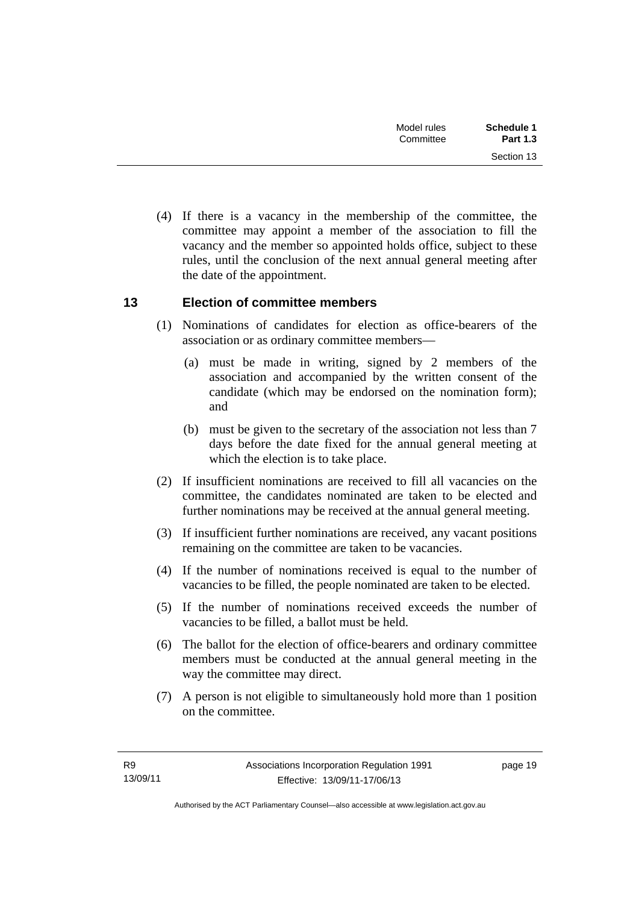(4) If there is a vacancy in the membership of the committee, the committee may appoint a member of the association to fill the vacancy and the member so appointed holds office, subject to these rules, until the conclusion of the next annual general meeting after the date of the appointment.

## 13 Election of committee members

(1) Nominations of candidates for election as office-bearers of the association or as ordinary committee members—

(a) must be made in writing, signed by 2 members of the association and accompanied by the written consent of the candidate (which may be endorsed on the nomination form); and

(b) must be given to the secretary of the association not less than 7 days before the date fixed for the annual general meeting at which the election is to take place.

(2) If insufficient nominations are received to fill all vacancies on the committee, the candidates nominated are taken to be elected and further nominations may be received at the annual general meeting.

(3) If insufficient further nominations are received, any vacant positions remaining on the committee are taken to be vacancies.

(4) If the number of nominations received is equal to the number of vacancies to be filled, the people nominated are taken to be elected.

(5) If the number of nominations received exceeds the number of vacancies to be filled, a ballot must be held.

(6) The ballot for the election of office-bearers and ordinary committee members must be conducted at the annual general meeting in the way the committee may direct.

(7) A person is not eligible to simultaneously hold more than 1 position on the committee.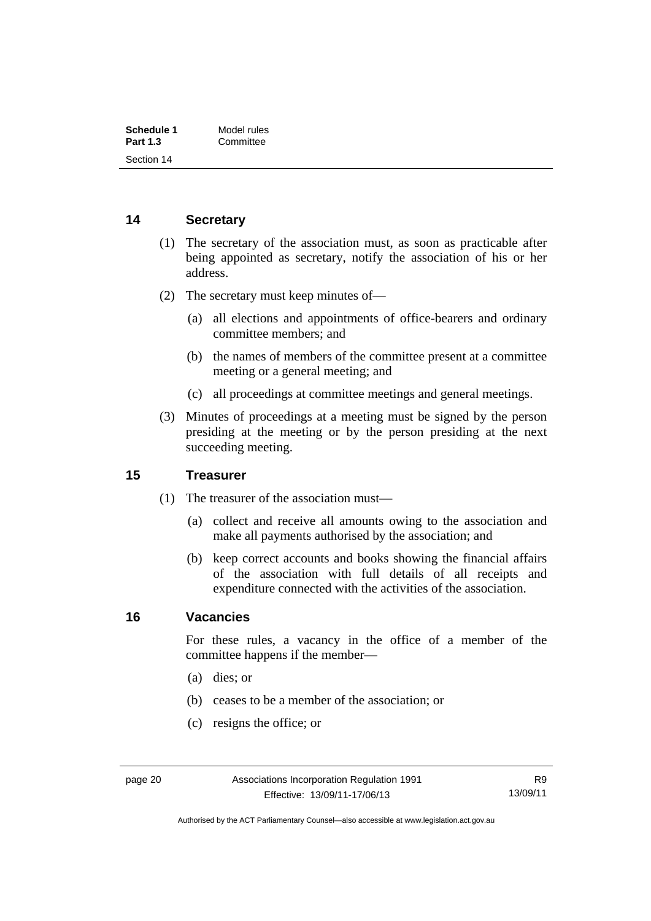## 14 Secretary

(1) The secretary of the association must, as soon as practicable after being appointed as secretary, notify the association of his or her address.

(2) The secretary must keep minutes of—

- (a) all elections and appointments of office-bearers and ordinary committee members; and
- (b) the names of members of the committee present at a committee meeting or a general meeting; and
- (c) all proceedings at committee meetings and general meetings.

(3) Minutes of proceedings at a meeting must be signed by the person presiding at the meeting or by the person presiding at the next succeeding meeting.

## 15 Treasurer

(1) The treasurer of the association must—

- (a) collect and receive all amounts owing to the association and make all payments authorised by the association; and
- (b) keep correct accounts and books showing the financial affairs of the association with full details of all receipts and expenditure connected with the activities of the association.

## 16 Vacancies

For these rules, a vacancy in the office of a member of the committee happens if the member—

- (a) dies; or
- (b) ceases to be a member of the association; or
- (c) resigns the office; or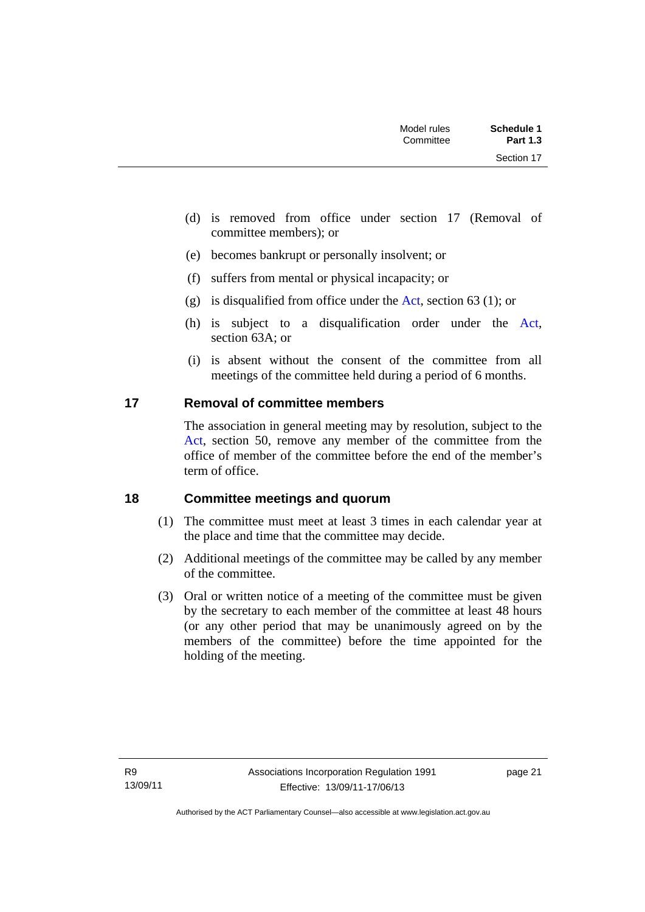(d) is removed from office under section 17 (Removal of committee members); or

(e) becomes bankrupt or personally insolvent; or

(f) suffers from mental or physical incapacity; or

(g) is disqualified from office under the Act, section 63 (1); or

(h) is subject to a disqualification order under the Act, section 63A; or

(i) is absent without the consent of the committee from all meetings of the committee held during a period of 6 months.

## 17 Removal of committee members

The association in general meeting may by resolution, subject to the Act, section 50, remove any member of the committee from the office of member of the committee before the end of the member's term of office.

## 18 Committee meetings and quorum

(1) The committee must meet at least 3 times in each calendar year at the place and time that the committee may decide.

(2) Additional meetings of the committee may be called by any member of the committee.

(3) Oral or written notice of a meeting of the committee must be given by the secretary to each member of the committee at least 48 hours (or any other period that may be unanimously agreed on by the members of the committee) before the time appointed for the holding of the meeting.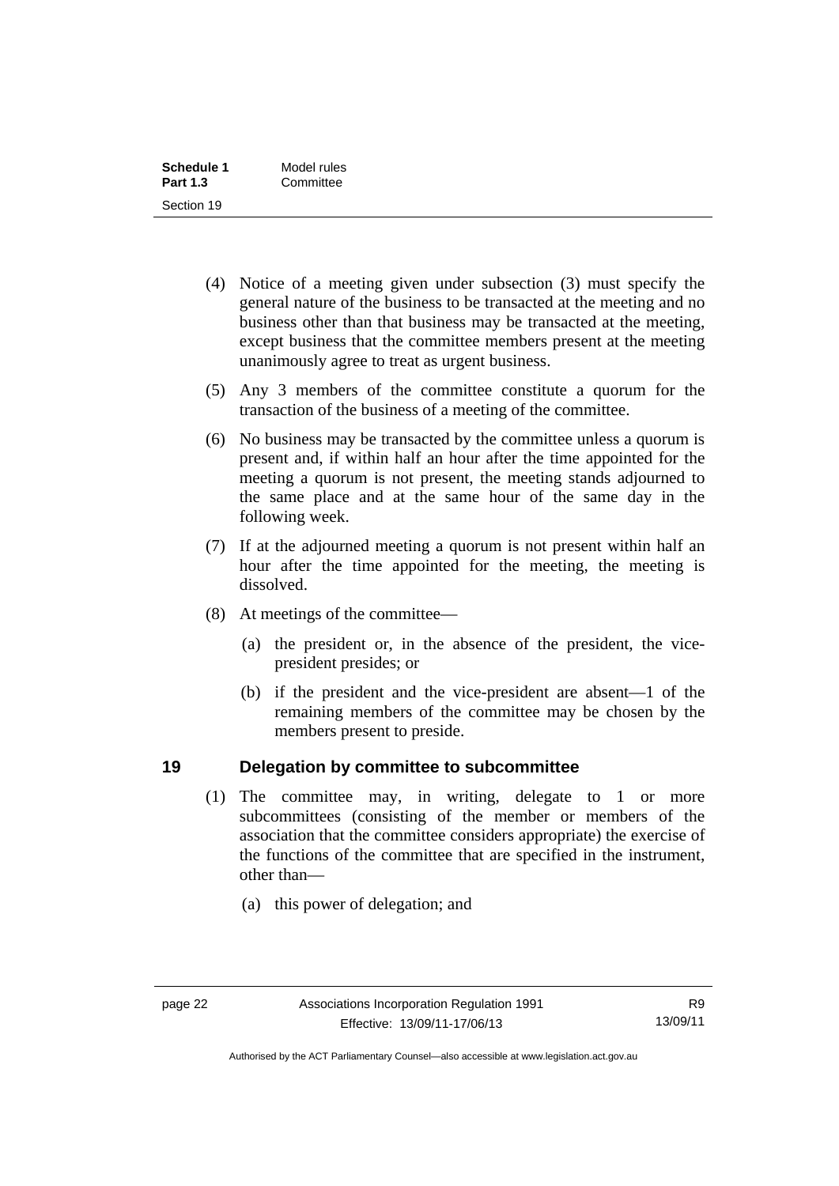(4) Notice of a meeting given under subsection (3) must specify the general nature of the business to be transacted at the meeting and no business other than that business may be transacted at the meeting, except business that the committee members present at the meeting unanimously agree to treat as urgent business.

(5) Any 3 members of the committee constitute a quorum for the transaction of the business of a meeting of the committee.

(6) No business may be transacted by the committee unless a quorum is present and, if within half an hour after the time appointed for the meeting a quorum is not present, the meeting stands adjourned to the same place and at the same hour of the same day in the following week.

(7) If at the adjourned meeting a quorum is not present within half an hour after the time appointed for the meeting, the meeting is dissolved.

(8) At meetings of the committee—

(a) the president or, in the absence of the president, the vice-president presides; or

(b) if the president and the vice-president are absent—1 of the remaining members of the committee may be chosen by the members present to preside.

## 19 Delegation by committee to subcommittee

(1) The committee may, in writing, delegate to 1 or more subcommittees (consisting of the member or members of the association that the committee considers appropriate) the exercise of the functions of the committee that are specified in the instrument, other than—

(a) this power of delegation; and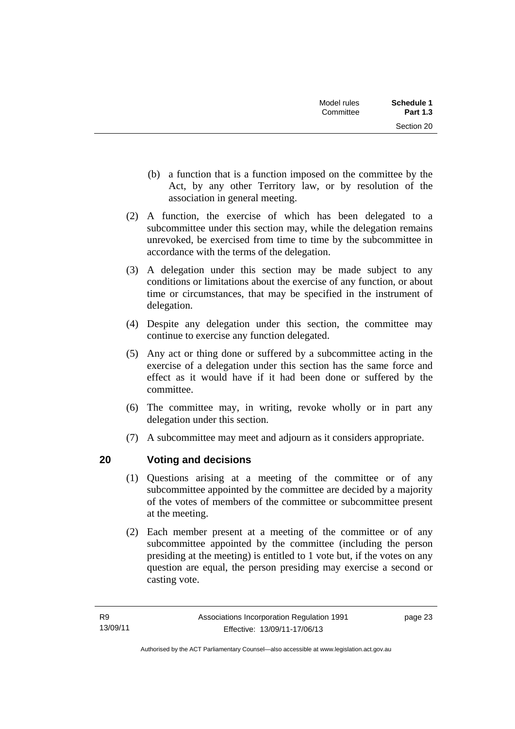(b) a function that is a function imposed on the committee by the Act, by any other Territory law, or by resolution of the association in general meeting.

(2) A function, the exercise of which has been delegated to a subcommittee under this section may, while the delegation remains unrevoked, be exercised from time to time by the subcommittee in accordance with the terms of the delegation.

(3) A delegation under this section may be made subject to any conditions or limitations about the exercise of any function, or about time or circumstances, that may be specified in the instrument of delegation.

(4) Despite any delegation under this section, the committee may continue to exercise any function delegated.

(5) Any act or thing done or suffered by a subcommittee acting in the exercise of a delegation under this section has the same force and effect as it would have if it had been done or suffered by the committee.

(6) The committee may, in writing, revoke wholly or in part any delegation under this section.

(7) A subcommittee may meet and adjourn as it considers appropriate.

## 20 Voting and decisions

(1) Questions arising at a meeting of the committee or of any subcommittee appointed by the committee are decided by a majority of the votes of members of the committee or subcommittee present at the meeting.

(2) Each member present at a meeting of the committee or of any subcommittee appointed by the committee (including the person presiding at the meeting) is entitled to 1 vote but, if the votes on any question are equal, the person presiding may exercise a second or casting vote.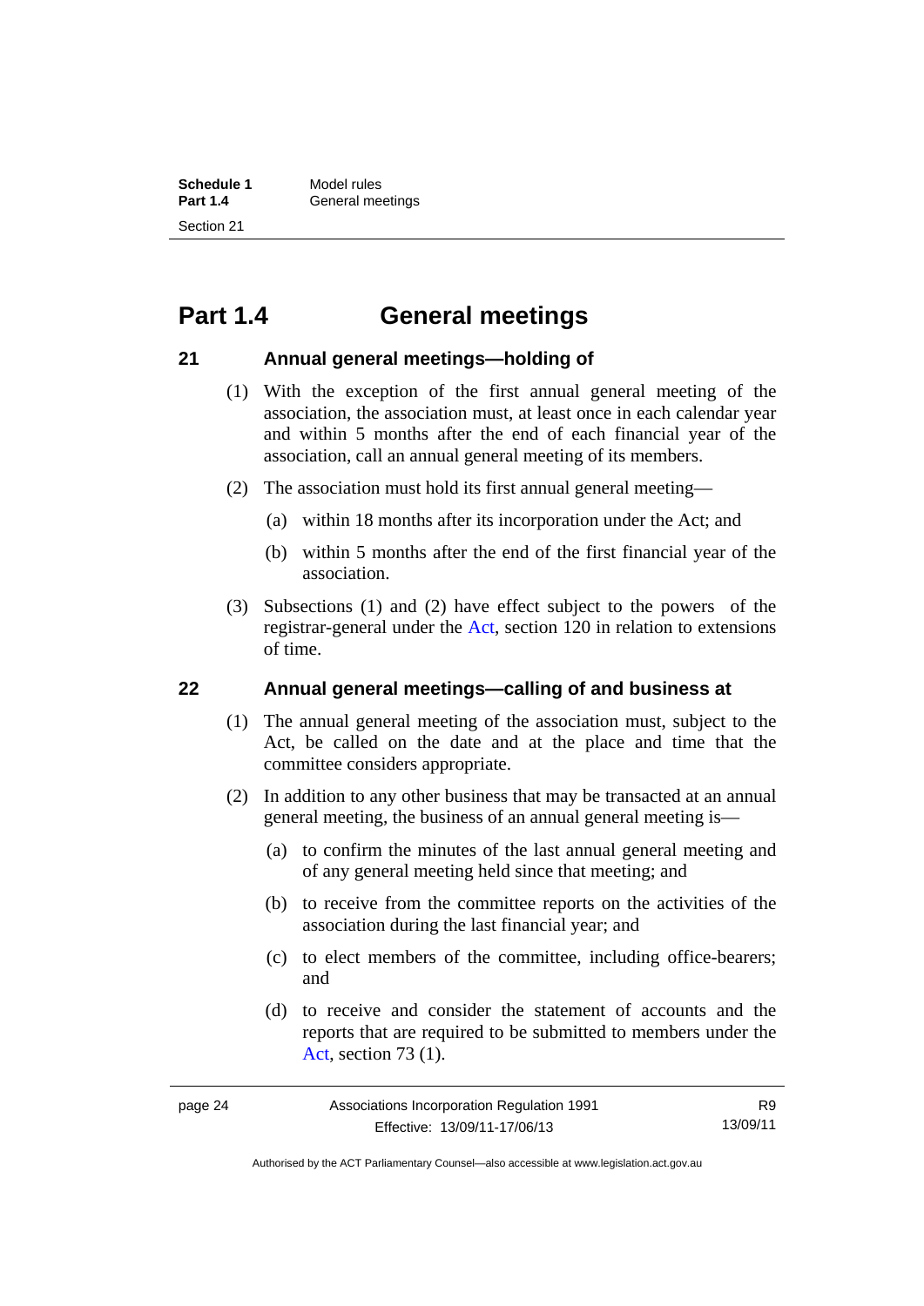# Part 1.4 General meetings

## 21 Annual general meetings—holding of

(1) With the exception of the first annual general meeting of the association, the association must, at least once in each calendar year and within 5 months after the end of each financial year of the association, call an annual general meeting of its members.

(2) The association must hold its first annual general meeting—

(a) within 18 months after its incorporation under the Act; and

(b) within 5 months after the end of the first financial year of the association.

(3) Subsections (1) and (2) have effect subject to the powers of the registrar-general under the Act, section 120 in relation to extensions of time.

## 22 Annual general meetings—calling of and business at

(1) The annual general meeting of the association must, subject to the Act, be called on the date and at the place and time that the committee considers appropriate.

(2) In addition to any other business that may be transacted at an annual general meeting, the business of an annual general meeting is—

(a) to confirm the minutes of the last annual general meeting and of any general meeting held since that meeting; and

(b) to receive from the committee reports on the activities of the association during the last financial year; and

(c) to elect members of the committee, including office-bearers; and

(d) to receive and consider the statement of accounts and the reports that are required to be submitted to members under the Act, section 73 (1).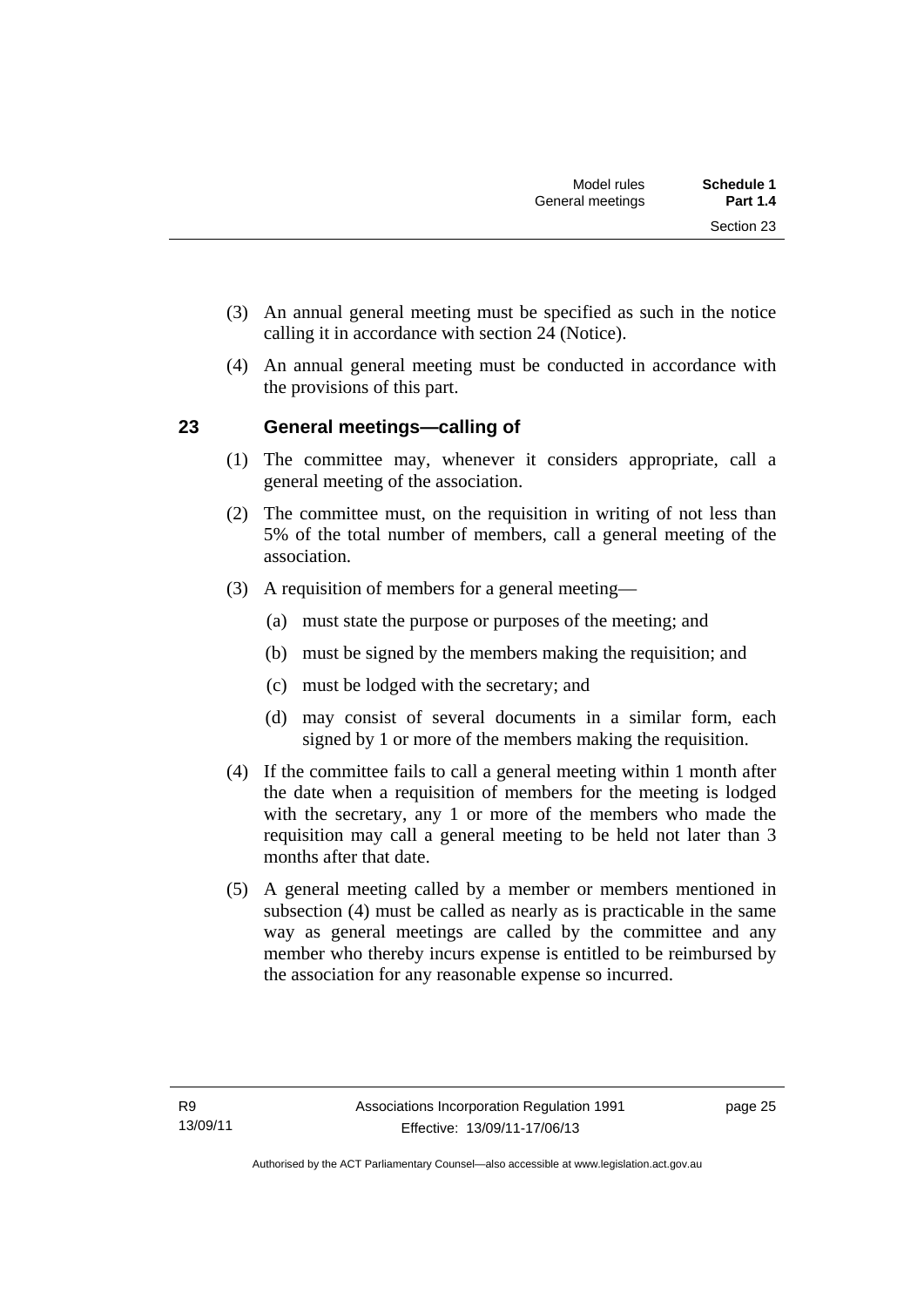(3) An annual general meeting must be specified as such in the notice calling it in accordance with section 24 (Notice).

(4) An annual general meeting must be conducted in accordance with the provisions of this part.

## 23 General meetings—calling of

(1) The committee may, whenever it considers appropriate, call a general meeting of the association.

(2) The committee must, on the requisition in writing of not less than 5% of the total number of members, call a general meeting of the association.

(3) A requisition of members for a general meeting—

(a) must state the purpose or purposes of the meeting; and

(b) must be signed by the members making the requisition; and

(c) must be lodged with the secretary; and

(d) may consist of several documents in a similar form, each signed by 1 or more of the members making the requisition.

(4) If the committee fails to call a general meeting within 1 month after the date when a requisition of members for the meeting is lodged with the secretary, any 1 or more of the members who made the requisition may call a general meeting to be held not later than 3 months after that date.

(5) A general meeting called by a member or members mentioned in subsection (4) must be called as nearly as is practicable in the same way as general meetings are called by the committee and any member who thereby incurs expense is entitled to be reimbursed by the association for any reasonable expense so incurred.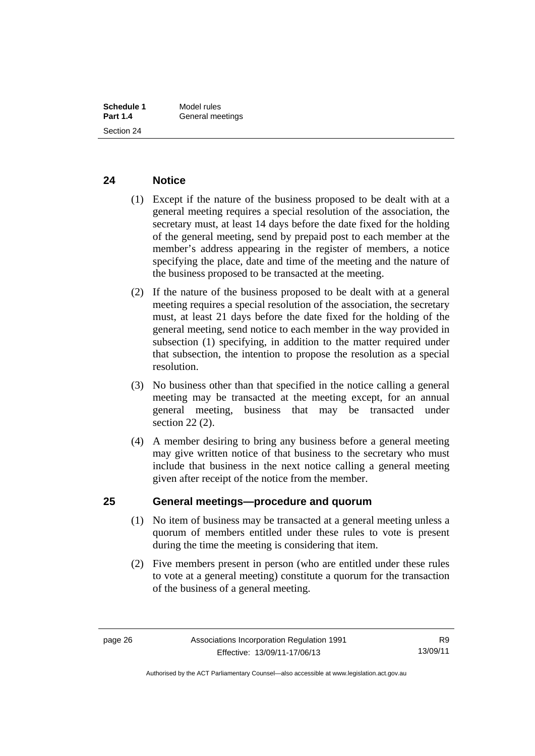## 24 Notice

(1) Except if the nature of the business proposed to be dealt with at a general meeting requires a special resolution of the association, the secretary must, at least 14 days before the date fixed for the holding of the general meeting, send by prepaid post to each member at the member's address appearing in the register of members, a notice specifying the place, date and time of the meeting and the nature of the business proposed to be transacted at the meeting.

(2) If the nature of the business proposed to be dealt with at a general meeting requires a special resolution of the association, the secretary must, at least 21 days before the date fixed for the holding of the general meeting, send notice to each member in the way provided in subsection (1) specifying, in addition to the matter required under that subsection, the intention to propose the resolution as a special resolution.

(3) No business other than that specified in the notice calling a general meeting may be transacted at the meeting except, for an annual general meeting, business that may be transacted under section 22 (2).

(4) A member desiring to bring any business before a general meeting may give written notice of that business to the secretary who must include that business in the next notice calling a general meeting given after receipt of the notice from the member.

## 25 General meetings—procedure and quorum

(1) No item of business may be transacted at a general meeting unless a quorum of members entitled under these rules to vote is present during the time the meeting is considering that item.

(2) Five members present in person (who are entitled under these rules to vote at a general meeting) constitute a quorum for the transaction of the business of a general meeting.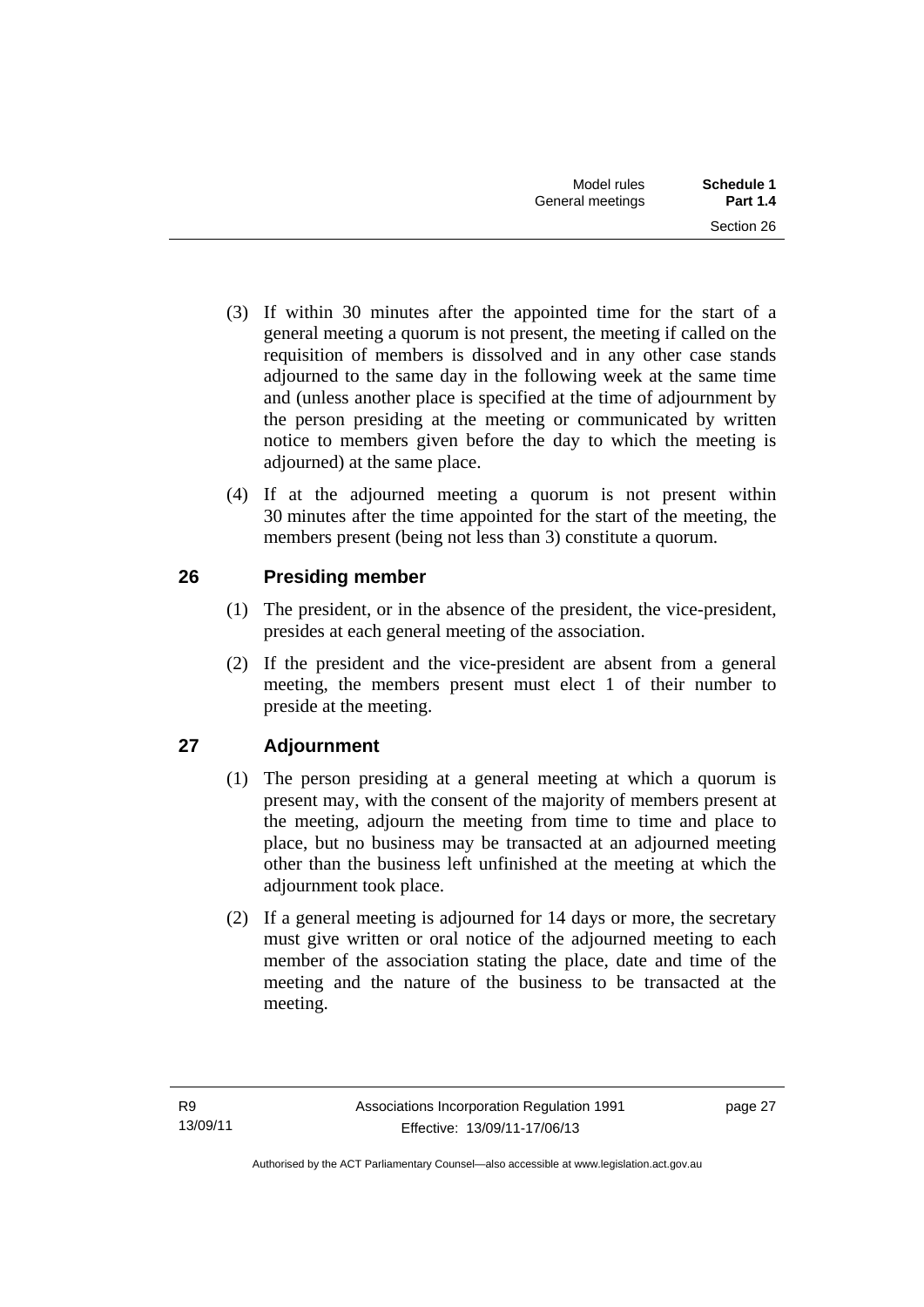(3) If within 30 minutes after the appointed time for the start of a general meeting a quorum is not present, the meeting if called on the requisition of members is dissolved and in any other case stands adjourned to the same day in the following week at the same time and (unless another place is specified at the time of adjournment by the person presiding at the meeting or communicated by written notice to members given before the day to which the meeting is adjourned) at the same place.

(4) If at the adjourned meeting a quorum is not present within 30 minutes after the time appointed for the start of the meeting, the members present (being not less than 3) constitute a quorum.

## 26 Presiding member

(1) The president, or in the absence of the president, the vice-president, presides at each general meeting of the association.

(2) If the president and the vice-president are absent from a general meeting, the members present must elect 1 of their number to preside at the meeting.

## 27 Adjournment

(1) The person presiding at a general meeting at which a quorum is present may, with the consent of the majority of members present at the meeting, adjourn the meeting from time to time and place to place, but no business may be transacted at an adjourned meeting other than the business left unfinished at the meeting at which the adjournment took place.

(2) If a general meeting is adjourned for 14 days or more, the secretary must give written or oral notice of the adjourned meeting to each member of the association stating the place, date and time of the meeting and the nature of the business to be transacted at the meeting.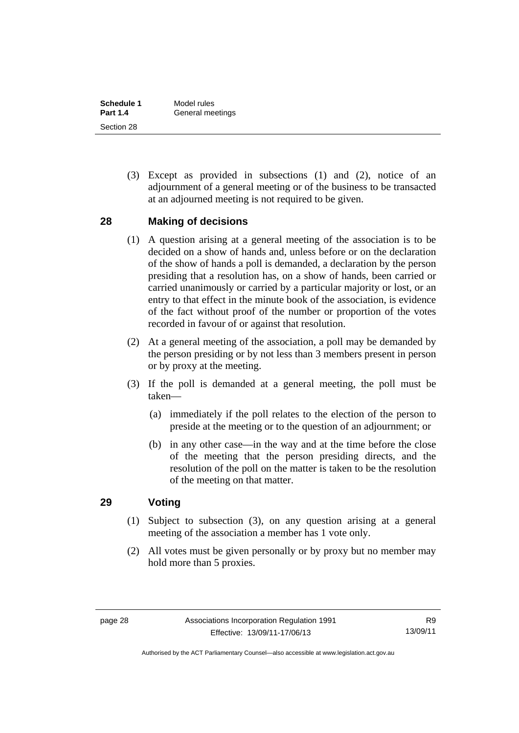(3) Except as provided in subsections (1) and (2), notice of an adjournment of a general meeting or of the business to be transacted at an adjourned meeting is not required to be given.

## 28 Making of decisions

(1) A question arising at a general meeting of the association is to be decided on a show of hands and, unless before or on the declaration of the show of hands a poll is demanded, a declaration by the person presiding that a resolution has, on a show of hands, been carried or carried unanimously or carried by a particular majority or lost, or an entry to that effect in the minute book of the association, is evidence of the fact without proof of the number or proportion of the votes recorded in favour of or against that resolution.

(2) At a general meeting of the association, a poll may be demanded by the person presiding or by not less than 3 members present in person or by proxy at the meeting.

(3) If the poll is demanded at a general meeting, the poll must be taken—

(a) immediately if the poll relates to the election of the person to preside at the meeting or to the question of an adjournment; or

(b) in any other case—in the way and at the time before the close of the meeting that the person presiding directs, and the resolution of the poll on the matter is taken to be the resolution of the meeting on that matter.

## 29 Voting

(1) Subject to subsection (3), on any question arising at a general meeting of the association a member has 1 vote only.

(2) All votes must be given personally or by proxy but no member may hold more than 5 proxies.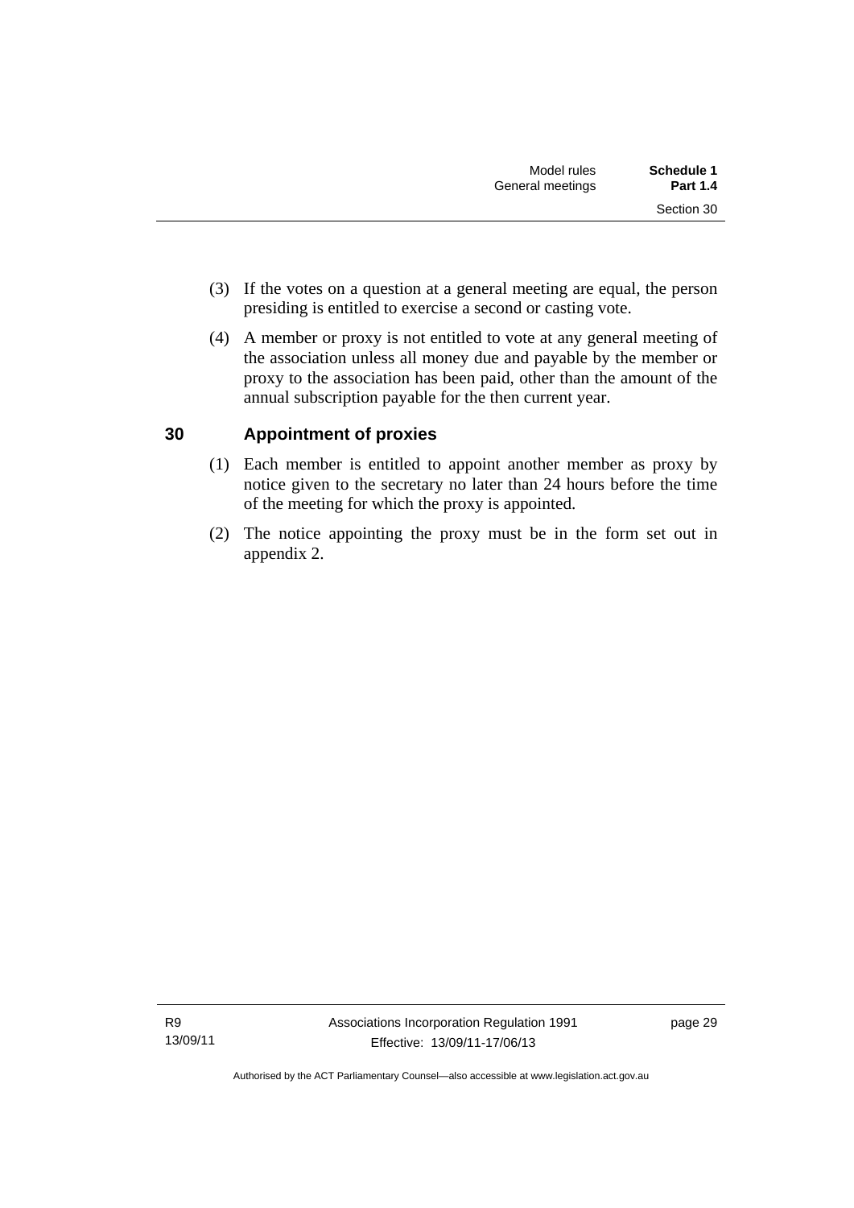(3) If the votes on a question at a general meeting are equal, the person presiding is entitled to exercise a second or casting vote.

(4) A member or proxy is not entitled to vote at any general meeting of the association unless all money due and payable by the member or proxy to the association has been paid, other than the amount of the annual subscription payable for the then current year.

## 30 Appointment of proxies

(1) Each member is entitled to appoint another member as proxy by notice given to the secretary no later than 24 hours before the time of the meeting for which the proxy is appointed.

(2) The notice appointing the proxy must be in the form set out in appendix 2.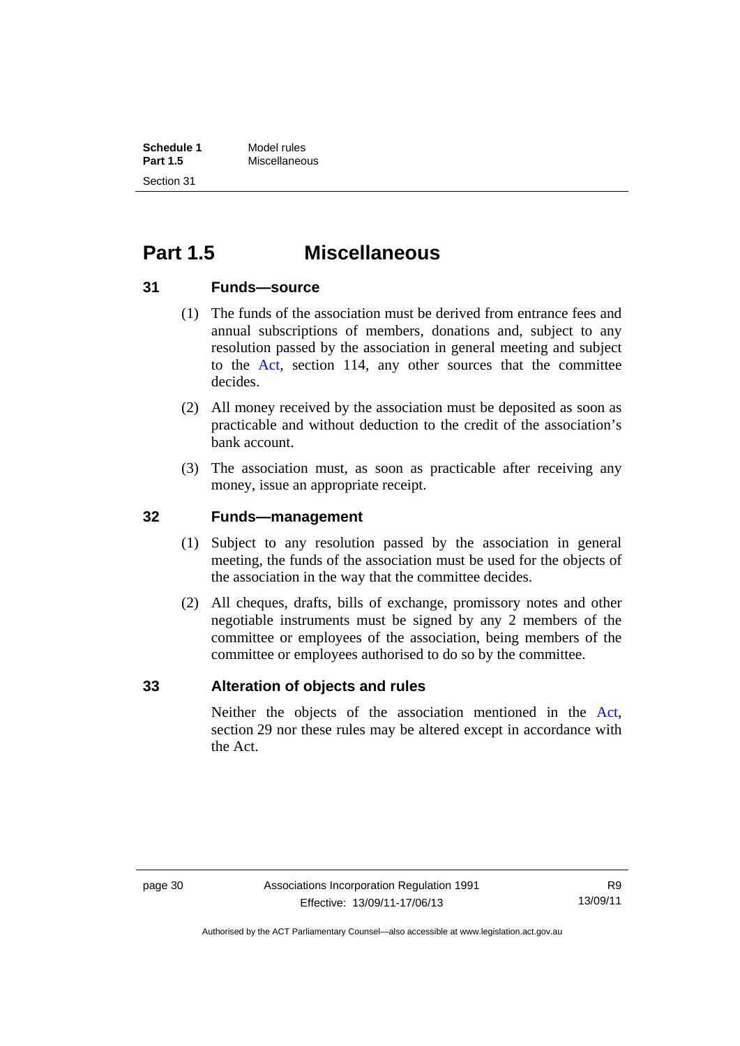# Part 1.5 Miscellaneous

## 31 Funds—source

(1) The funds of the association must be derived from entrance fees and annual subscriptions of members, donations and, subject to any resolution passed by the association in general meeting and subject to the Act, section 114, any other sources that the committee decides.

(2) All money received by the association must be deposited as soon as practicable and without deduction to the credit of the association's bank account.

(3) The association must, as soon as practicable after receiving any money, issue an appropriate receipt.

## 32 Funds—management

(1) Subject to any resolution passed by the association in general meeting, the funds of the association must be used for the objects of the association in the way that the committee decides.

(2) All cheques, drafts, bills of exchange, promissory notes and other negotiable instruments must be signed by any 2 members of the committee or employees of the association, being members of the committee or employees authorised to do so by the committee.

## 33 Alteration of objects and rules

Neither the objects of the association mentioned in the Act, section 29 nor these rules may be altered except in accordance with the Act.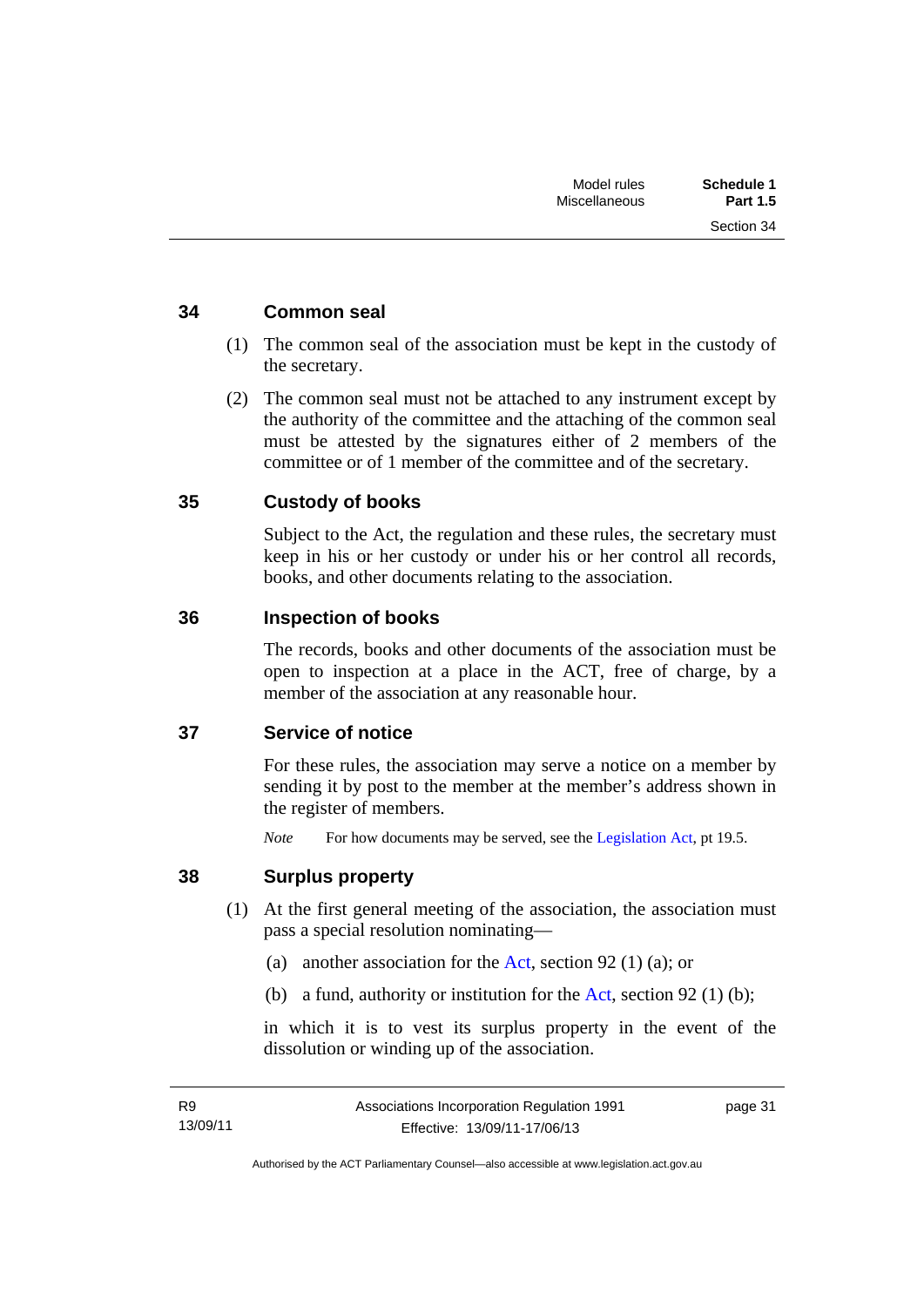### 34 Common seal

(1) The common seal of the association must be kept in the custody of the secretary.

(2) The common seal must not be attached to any instrument except by the authority of the committee and the attaching of the common seal must be attested by the signatures either of 2 members of the committee or of 1 member of the committee and of the secretary.

### 35 Custody of books

Subject to the Act, the regulation and these rules, the secretary must keep in his or her custody or under his or her control all records, books, and other documents relating to the association.

### 36 Inspection of books

The records, books and other documents of the association must be open to inspection at a place in the ACT, free of charge, by a member of the association at any reasonable hour.

### 37 Service of notice

For these rules, the association may serve a notice on a member by sending it by post to the member at the member's address shown in the register of members.

*Note* For how documents may be served, see the Legislation Act, pt 19.5.

### 38 Surplus property

(1) At the first general meeting of the association, the association must pass a special resolution nominating—

(a) another association for the Act, section 92 (1) (a); or

(b) a fund, authority or institution for the Act, section 92 (1) (b);

in which it is to vest its surplus property in the event of the dissolution or winding up of the association.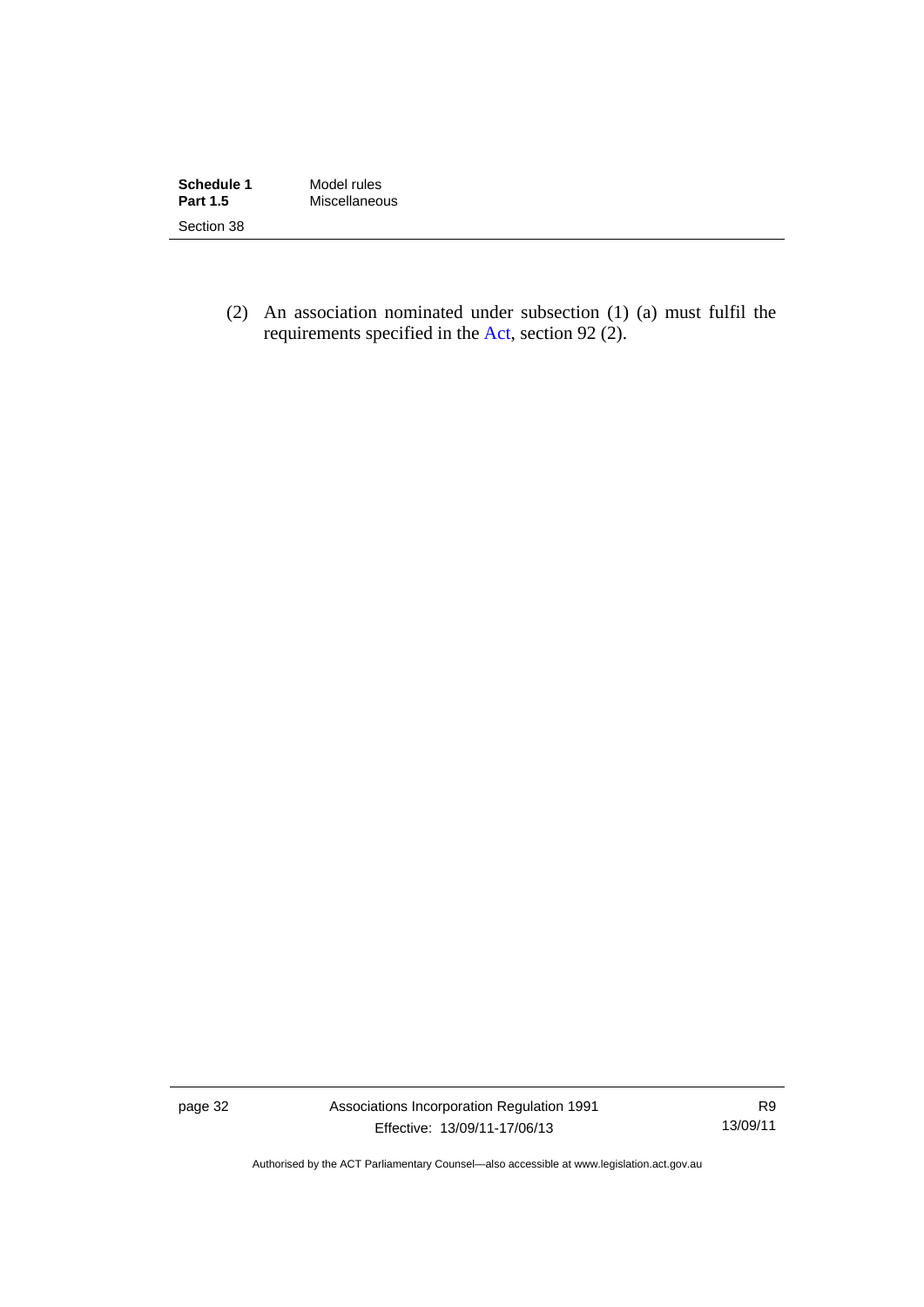(2) An association nominated under subsection (1) (a) must fulfil the requirements specified in the Act, section 92 (2).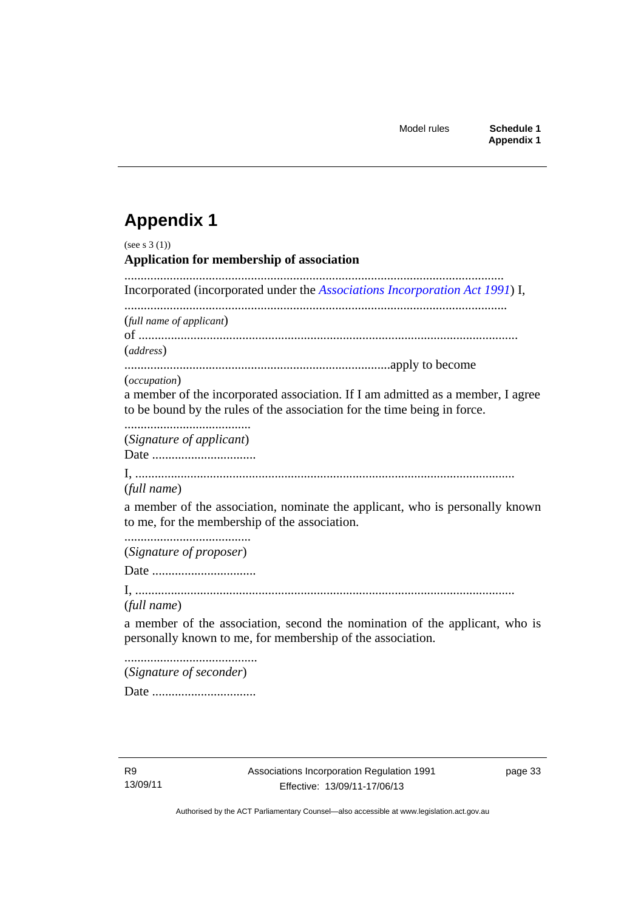# Appendix 1

(see s 3 (1))

**Application for membership of association**

....................................................................................................................

Incorporated (incorporated under the *Associations Incorporation Act 1991*) I,

....................................................................................................................

(*full name of applicant*)

of ....................................................................................................................

(*address*)

..................................................................................apply to become

(*occupation*)

a member of the incorporated association. If I am admitted as a member, I agree to be bound by the rules of the association for the time being in force.

.......................................

(*Signature of applicant*)

Date ................................

I, ....................................................................................................................

(*full name*)

a member of the association, nominate the applicant, who is personally known to me, for the membership of the association.

.......................................

(*Signature of proposer*)

Date ................................

I, ....................................................................................................................

(*full name*)

a member of the association, second the nomination of the applicant, who is personally known to me, for membership of the association.

.........................................

(*Signature of seconder*)

Date ................................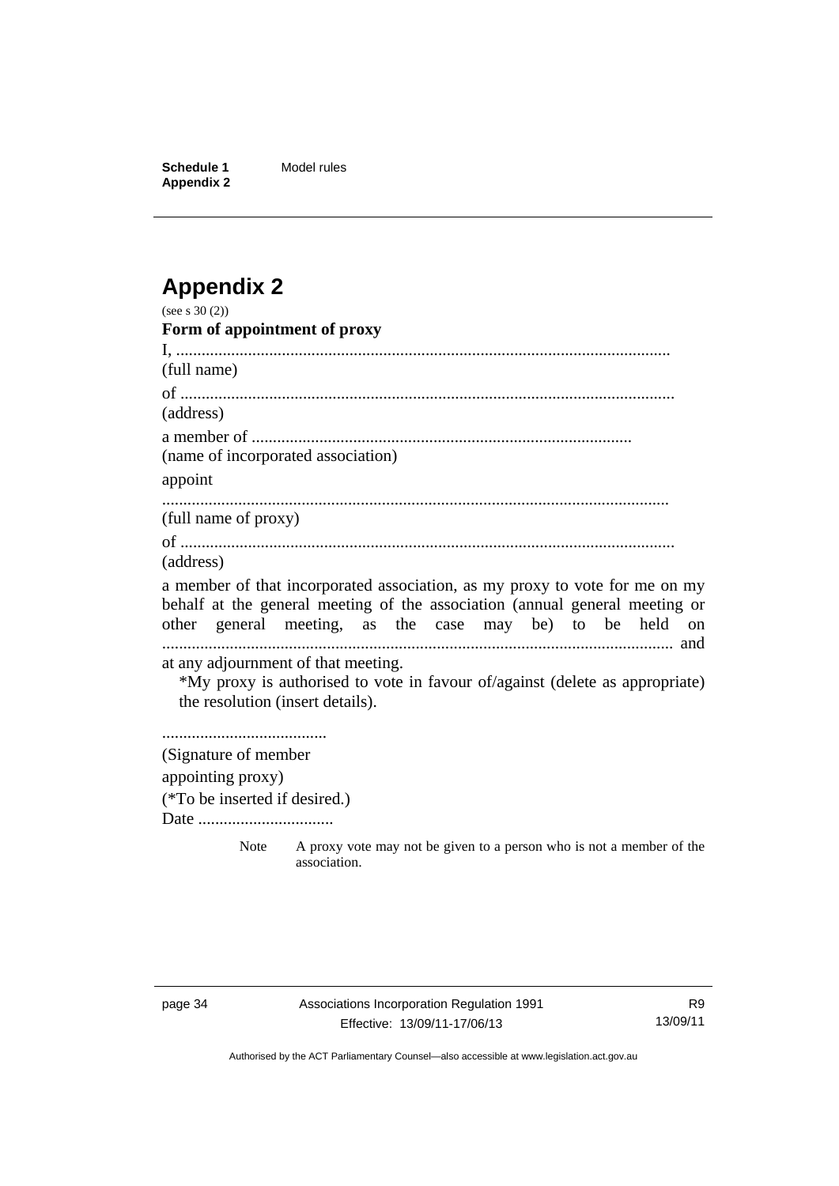# Appendix 2

(see s 30 (2))

**Form of appointment of proxy**

I, .....................................................................................................................

(full name)

of .....................................................................................................................

(address)

a member of ..........................................................................................

(name of incorporated association)

appoint

.......................................................................................................................

(full name of proxy)

of .....................................................................................................................

(address)

a member of that incorporated association, as my proxy to vote for me on my behalf at the general meeting of the association (annual general meeting or other general meeting, as the case may be) to be held on ......................................................................................................................... and at any adjournment of that meeting.

*My proxy is authorised to vote in favour of/against (delete as appropriate) the resolution (insert details).

.......................................

(Signature of member appointing proxy)

(*To be inserted if desired.)

Date ................................

Note A proxy vote may not be given to a person who is not a member of the association.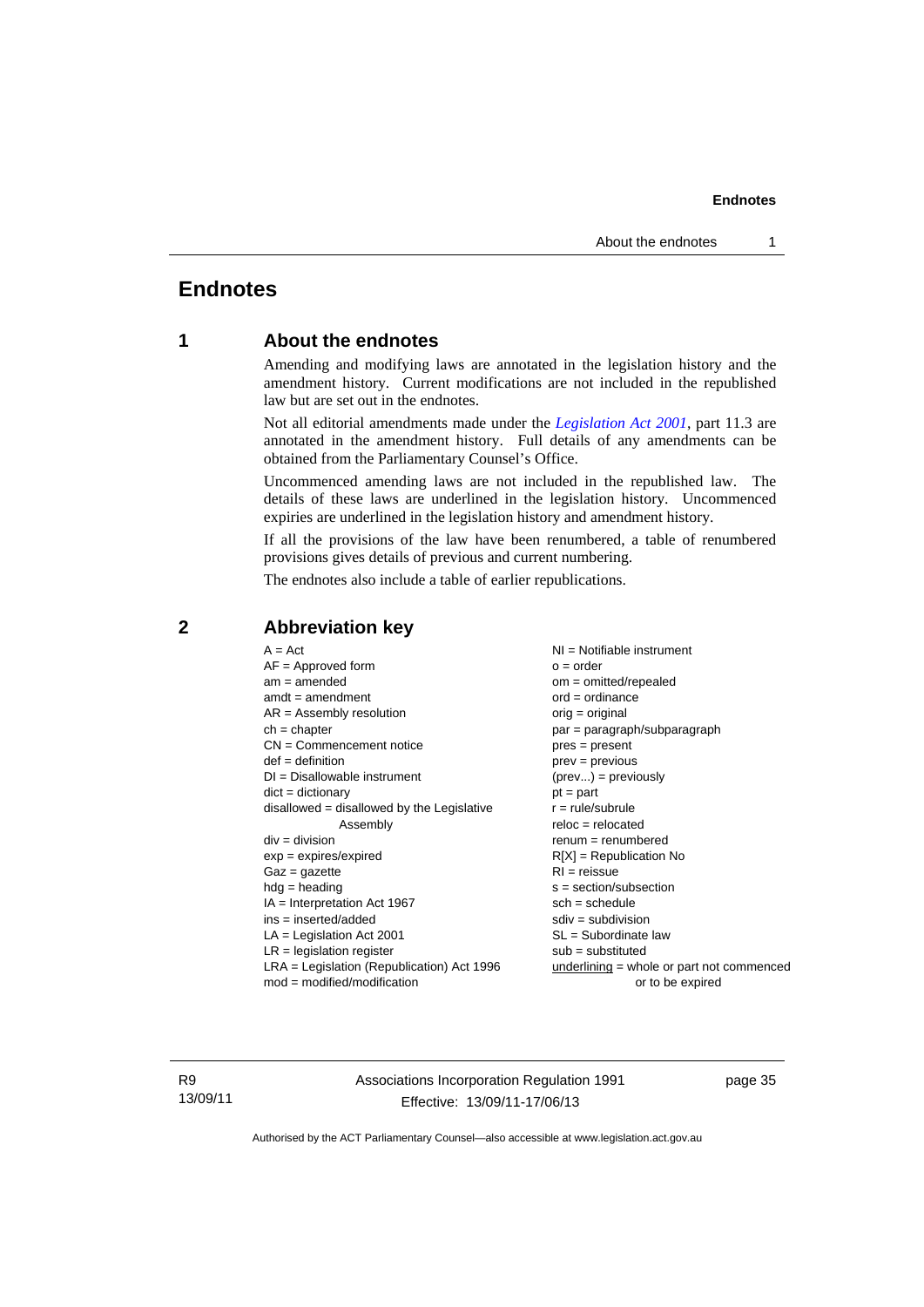# Endnotes

## 1 About the endnotes

Amending and modifying laws are annotated in the legislation history and the amendment history. Current modifications are not included in the republished law but are set out in the endnotes.

Not all editorial amendments made under the *Legislation Act 2001*, part 11.3 are annotated in the amendment history. Full details of any amendments can be obtained from the Parliamentary Counsel's Office.

Uncommenced amending laws are not included in the republished law. The details of these laws are underlined in the legislation history. Uncommenced expiries are underlined in the legislation history and amendment history.

If all the provisions of the law have been renumbered, a table of renumbered provisions gives details of previous and current numbering.

The endnotes also include a table of earlier republications.

## 2 Abbreviation key

A = Act
AF = Approved form
am = amended
amdt = amendment
AR = Assembly resolution
ch = chapter
CN = Commencement notice
def = definition
DI = Disallowable instrument
dict = dictionary
disallowed = disallowed by the Legislative Assembly
div = division
exp = expires/expired
Gaz = gazette
hdg = heading
IA = Interpretation Act 1967
ins = inserted/added
LA = Legislation Act 2001
LR = legislation register
LRA = Legislation (Republication) Act 1996
mod = modified/modification
NI = Notifiable instrument
o = order
om = omitted/repealed
ord = ordinance
orig = original
par = paragraph/subparagraph
pres = present
prev = previous
(prev...) = previously
pt = part
r = rule/subrule
reloc = relocated
renum = renumbered
R[X] = Republication No
RI = reissue
s = section/subsection
sch = schedule
sdiv = subdivision
SL = Subordinate law
sub = substituted
<u>underlining</u> = whole or part not commenced or to be expired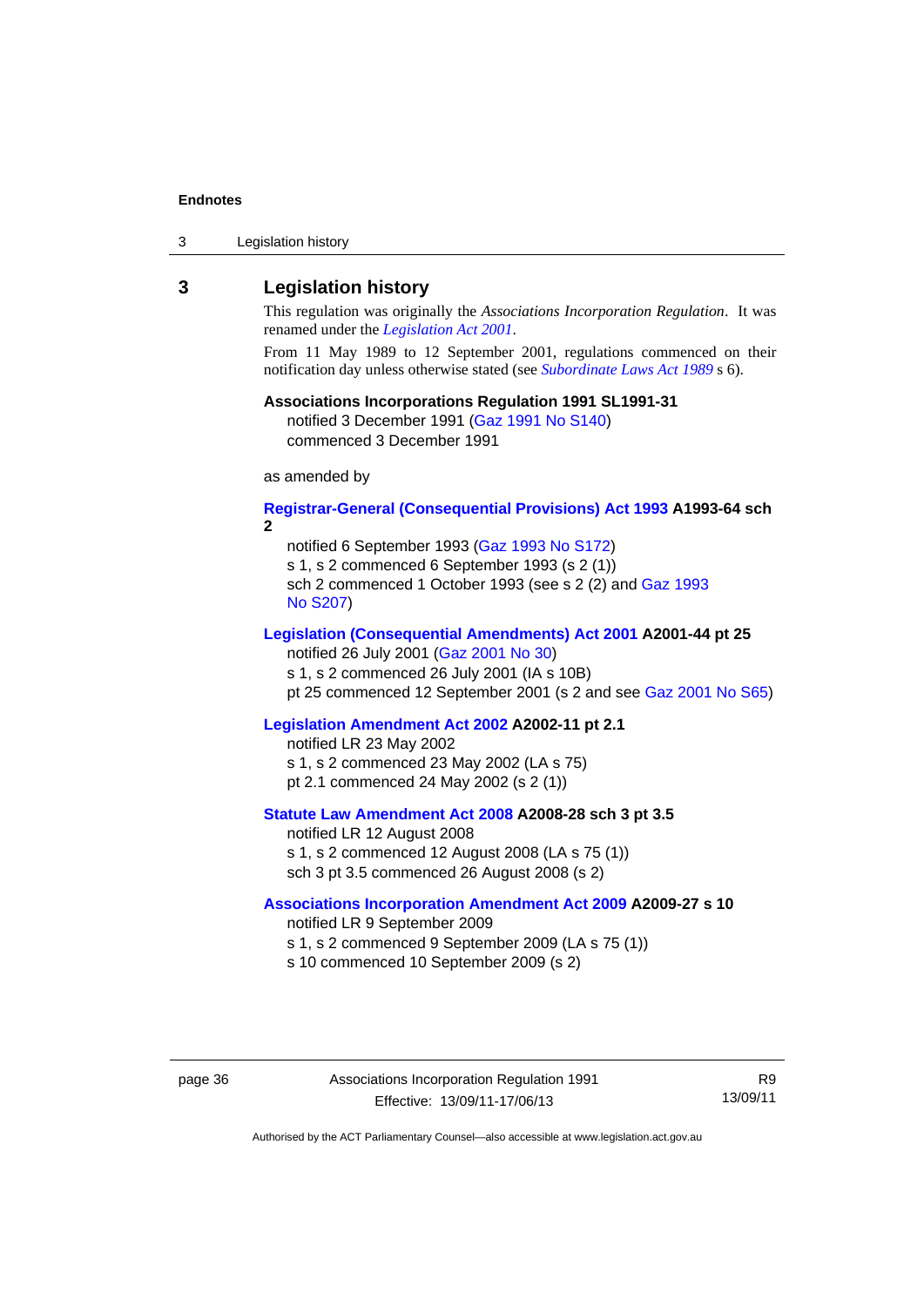## 3 Legislation history

This regulation was originally the *Associations Incorporation Regulation*. It was renamed under the *Legislation Act 2001*.

From 11 May 1989 to 12 September 2001, regulations commenced on their notification day unless otherwise stated (see *Subordinate Laws Act 1989* s 6).

**Associations Incorporations Regulation 1991 SL1991-31**
notified 3 December 1991 (Gaz 1991 No S140)
commenced 3 December 1991

as amended by

**Registrar-General (Consequential Provisions) Act 1993 A1993-64 sch 2**
notified 6 September 1993 (Gaz 1993 No S172)
s 1, s 2 commenced 6 September 1993 (s 2 (1))
sch 2 commenced 1 October 1993 (see s 2 (2) and Gaz 1993 No S207)

**Legislation (Consequential Amendments) Act 2001 A2001-44 pt 25**
notified 26 July 2001 (Gaz 2001 No 30)
s 1, s 2 commenced 26 July 2001 (IA s 10B)
pt 25 commenced 12 September 2001 (s 2 and see Gaz 2001 No S65)

**Legislation Amendment Act 2002 A2002-11 pt 2.1**
notified LR 23 May 2002
s 1, s 2 commenced 23 May 2002 (LA s 75)
pt 2.1 commenced 24 May 2002 (s 2 (1))

**Statute Law Amendment Act 2008 A2008-28 sch 3 pt 3.5**
notified LR 12 August 2008
s 1, s 2 commenced 12 August 2008 (LA s 75 (1))
sch 3 pt 3.5 commenced 26 August 2008 (s 2)

**Associations Incorporation Amendment Act 2009 A2009-27 s 10**
notified LR 9 September 2009
s 1, s 2 commenced 9 September 2009 (LA s 75 (1))
s 10 commenced 10 September 2009 (s 2)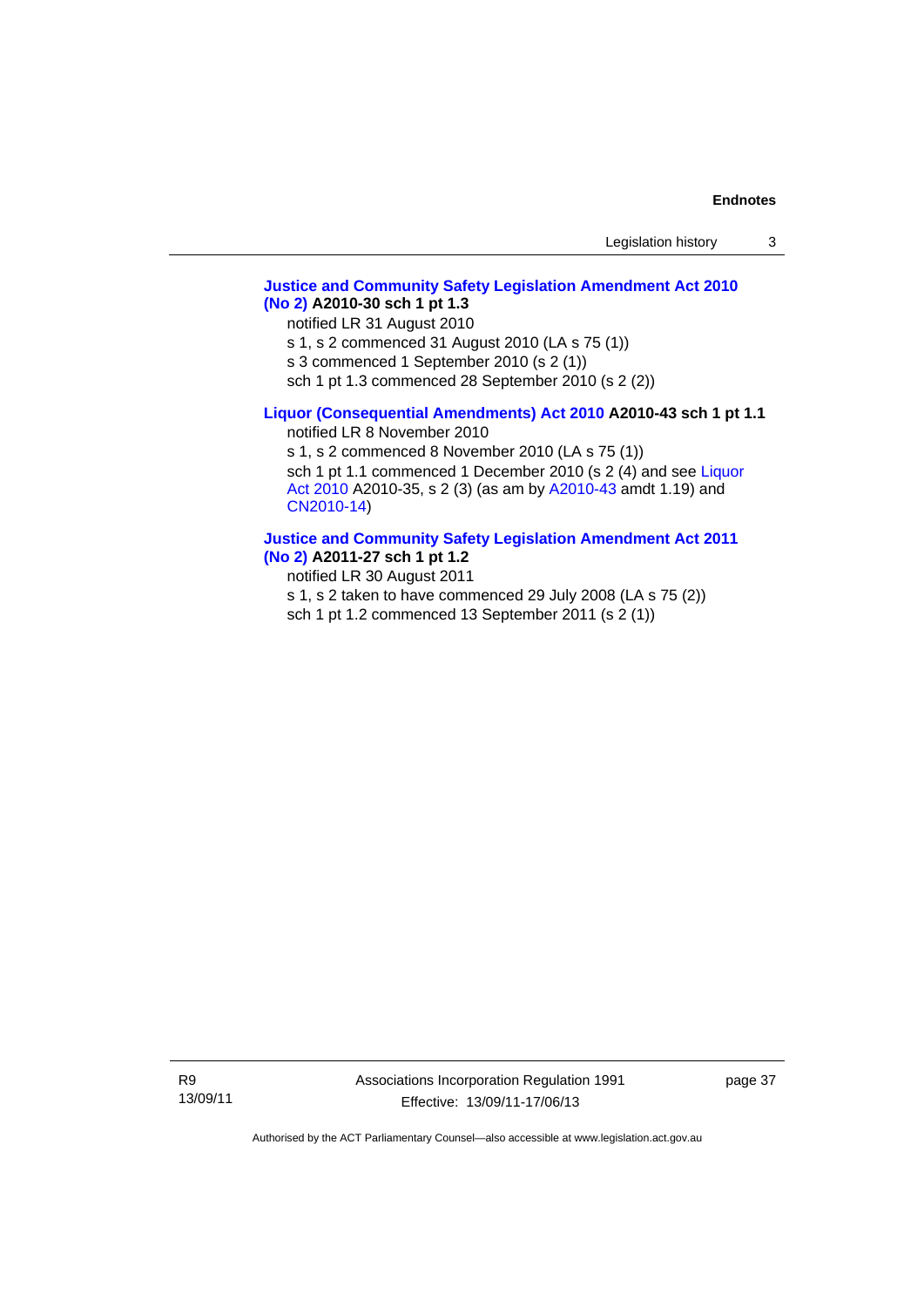**Justice and Community Safety Legislation Amendment Act 2010 (No 2) A2010-30 sch 1 pt 1.3**

notified LR 31 August 2010

s 1, s 2 commenced 31 August 2010 (LA s 75 (1))

s 3 commenced 1 September 2010 (s 2 (1))

sch 1 pt 1.3 commenced 28 September 2010 (s 2 (2))

**Liquor (Consequential Amendments) Act 2010 A2010-43 sch 1 pt 1.1**

notified LR 8 November 2010

s 1, s 2 commenced 8 November 2010 (LA s 75 (1))

sch 1 pt 1.1 commenced 1 December 2010 (s 2 (4) and see Liquor Act 2010 A2010-35, s 2 (3) (as am by A2010-43 amdt 1.19) and CN2010-14)

**Justice and Community Safety Legislation Amendment Act 2011 (No 2) A2011-27 sch 1 pt 1.2**

notified LR 30 August 2011

s 1, s 2 taken to have commenced 29 July 2008 (LA s 75 (2))

sch 1 pt 1.2 commenced 13 September 2011 (s 2 (1))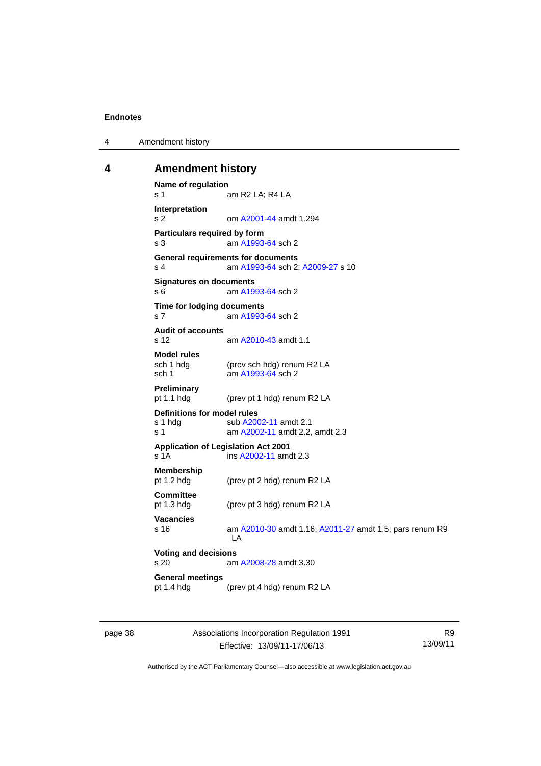# 4 Amendment history

**Name of regulation**
s 1 am R2 LA; R4 LA

**Interpretation**
s 2 om A2001-44 amdt 1.294

**Particulars required by form**
s 3 am A1993-64 sch 2

**General requirements for documents**
s 4 am A1993-64 sch 2; A2009-27 s 10

**Signatures on documents**
s 6 am A1993-64 sch 2

**Time for lodging documents**
s 7 am A1993-64 sch 2

**Audit of accounts**
s 12 am A2010-43 amdt 1.1

**Model rules**
sch 1 hdg (prev sch hdg) renum R2 LA
sch 1 am A1993-64 sch 2

**Preliminary**
pt 1.1 hdg (prev pt 1 hdg) renum R2 LA

**Definitions for model rules**
s 1 hdg sub A2002-11 amdt 2.1
s 1 am A2002-11 amdt 2.2, amdt 2.3

**Application of Legislation Act 2001**
s 1A ins A2002-11 amdt 2.3

**Membership**
pt 1.2 hdg (prev pt 2 hdg) renum R2 LA

**Committee**
pt 1.3 hdg (prev pt 3 hdg) renum R2 LA

**Vacancies**
s 16 am A2010-30 amdt 1.16; A2011-27 amdt 1.5; pars renum R9 LA

**Voting and decisions**
s 20 am A2008-28 amdt 3.30

**General meetings**
pt 1.4 hdg (prev pt 4 hdg) renum R2 LA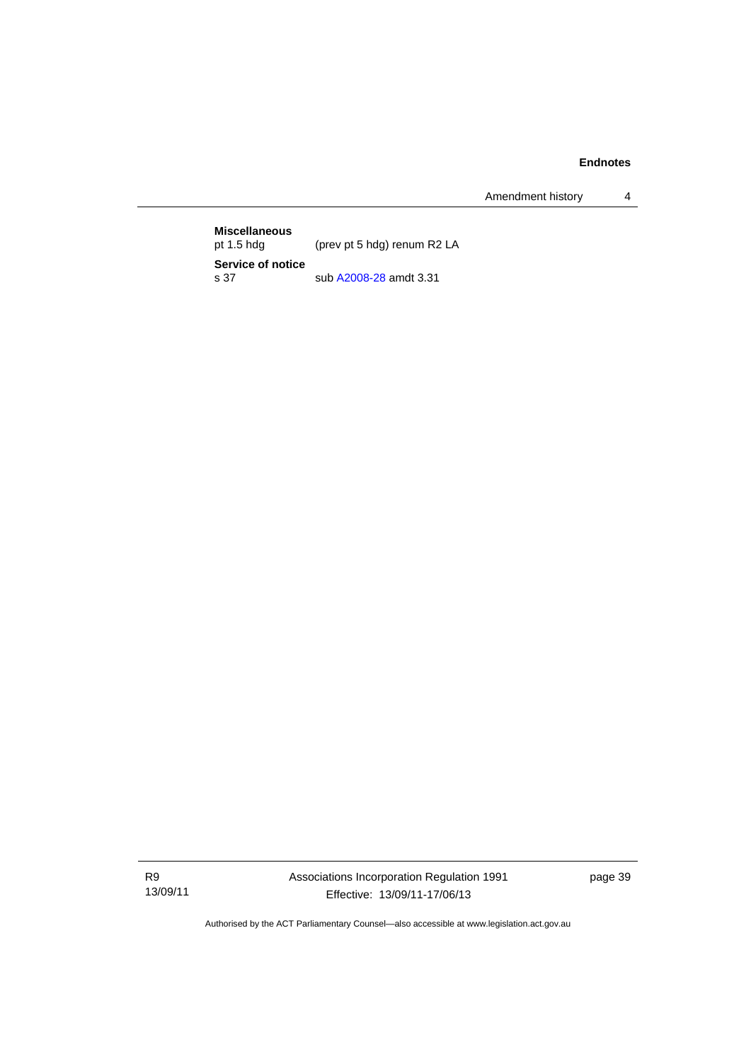**Miscellaneous**
pt 1.5 hdg (prev pt 5 hdg) renum R2 LA

**Service of notice**
s 37 sub A2008-28 amdt 3.31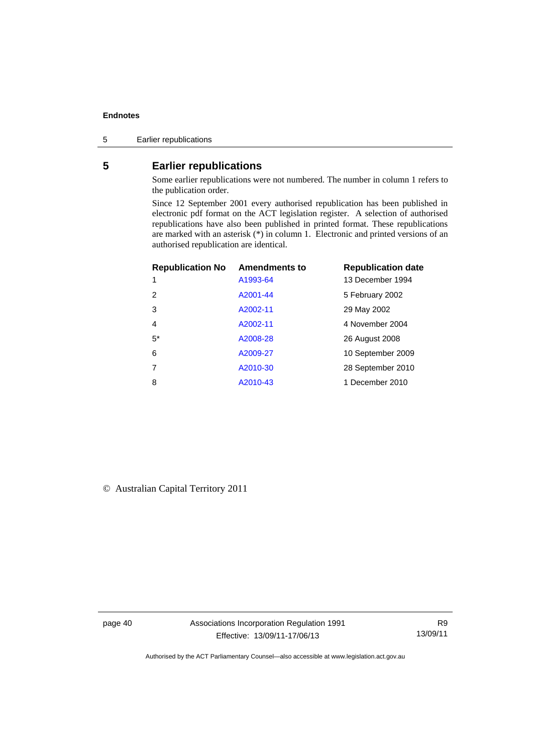## 5 Earlier republications

Some earlier republications were not numbered. The number in column 1 refers to the publication order.

Since 12 September 2001 every authorised republication has been published in electronic pdf format on the ACT legislation register. A selection of authorised republications have also been published in printed format. These republications are marked with an asterisk (*) in column 1. Electronic and printed versions of an authorised republication are identical.

| Republication No | Amendments to | Republication date |
|---|---|---|
| 1 | A1993-64 | 13 December 1994 |
| 2 | A2001-44 | 5 February 2002 |
| 3 | A2002-11 | 29 May 2002 |
| 4 | A2002-11 | 4 November 2004 |
| 5* | A2008-28 | 26 August 2008 |
| 6 | A2009-27 | 10 September 2009 |
| 7 | A2010-30 | 28 September 2010 |
| 8 | A2010-43 | 1 December 2010 |

© Australian Capital Territory 2011